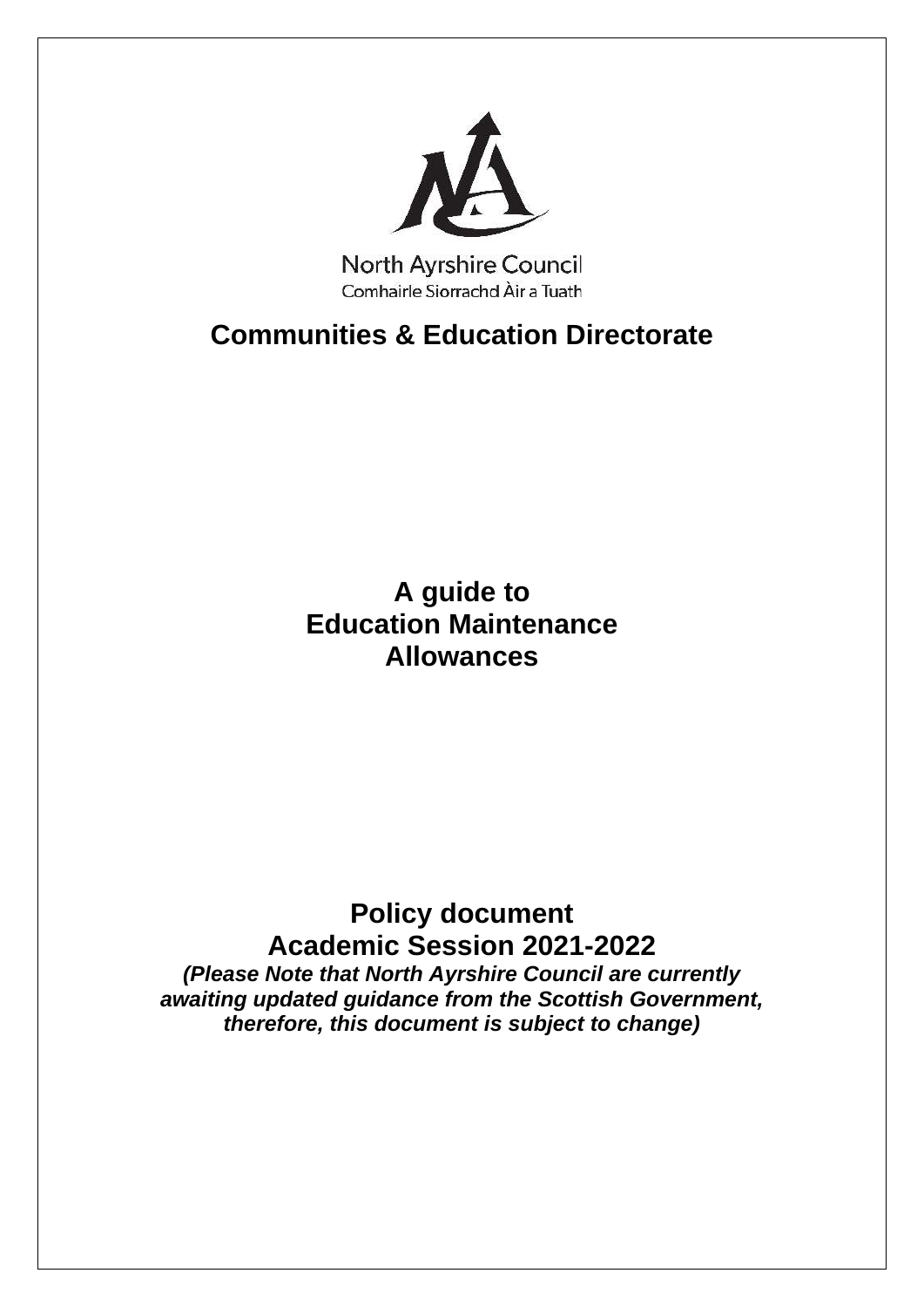North Ayrshire Council

Comhairle Siorrachd Àir a Tuath

# Communities & Education Directorate

## A guide to Education Maintenance Allowances

## Policy document

## Academic Session 2021-2022

***(Please Note that North Ayrshire Council are currently awaiting updated guidance from the Scottish Government, therefore, this document is subject to change)***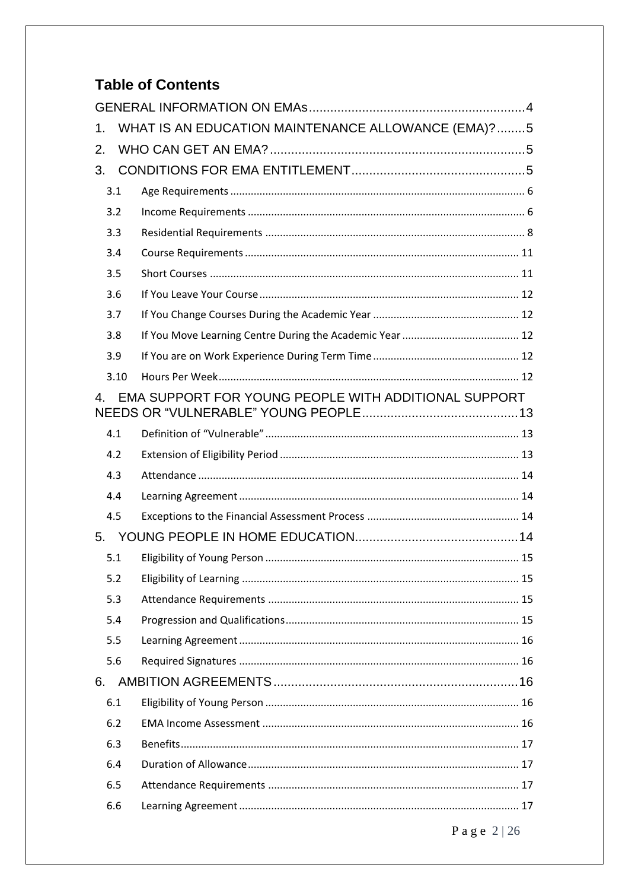## Table of Contents

GENERAL INFORMATION ON EMAs ............................................................ 4

1. WHAT IS AN EDUCATION MAINTENANCE ALLOWANCE (EMA)? ........ 5
2. WHO CAN GET AN EMA? ........................................................................ 5
3. CONDITIONS FOR EMA ENTITLEMENT ................................................. 5
   - 3.1 Age Requirements ........................................................................ 6
   - 3.2 Income Requirements ................................................................... 6
   - 3.3 Residential Requirements ............................................................. 8
   - 3.4 Course Requirements ................................................................... 11
   - 3.5 Short Courses ............................................................................... 11
   - 3.6 If You Leave Your Course ............................................................. 12
   - 3.7 If You Change Courses During the Academic Year ....................... 12
   - 3.8 If You Move Learning Centre During the Academic Year ................ 12
   - 3.9 If You are on Work Experience During Term Time .......................... 12
   - 3.10 Hours Per Week .......................................................................... 12
4. EMA SUPPORT FOR YOUNG PEOPLE WITH ADDITIONAL SUPPORT NEEDS OR "VULNERABLE" YOUNG PEOPLE ............................................ 13
   - 4.1 Definition of "Vulnerable" ............................................................. 13
   - 4.2 Extension of Eligibility Period ....................................................... 13
   - 4.3 Attendance .................................................................................. 14
   - 4.4 Learning Agreement ..................................................................... 14
   - 4.5 Exceptions to the Financial Assessment Process .......................... 14
5. YOUNG PEOPLE IN HOME EDUCATION ............................................... 14
   - 5.1 Eligibility of Young Person ........................................................... 15
   - 5.2 Eligibility of Learning .................................................................... 15
   - 5.3 Attendance Requirements ............................................................ 15
   - 5.4 Progression and Qualifications ...................................................... 15
   - 5.5 Learning Agreement ..................................................................... 16
   - 5.6 Required Signatures ..................................................................... 16
6. AMBITION AGREEMENTS ..................................................................... 16
   - 6.1 Eligibility of Young Person ........................................................... 16
   - 6.2 EMA Income Assessment ............................................................. 16
   - 6.3 Benefits ........................................................................................ 17
   - 6.4 Duration of Allowance ................................................................... 17
   - 6.5 Attendance Requirements ............................................................ 17
   - 6.6 Learning Agreement ..................................................................... 17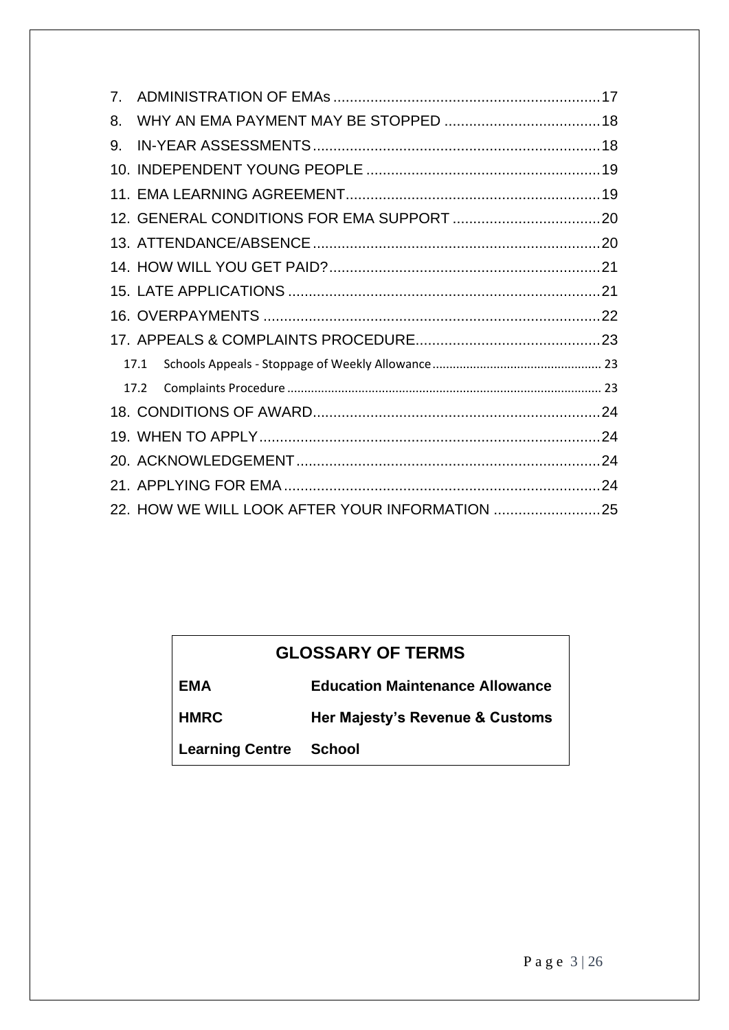7. ADMINISTRATION OF EMAs .................................................................17
8. WHY AN EMA PAYMENT MAY BE STOPPED ......................................18
9. IN-YEAR ASSESSMENTS ......................................................................18
10. INDEPENDENT YOUNG PEOPLE .........................................................19
11. EMA LEARNING AGREEMENT ..............................................................19
12. GENERAL CONDITIONS FOR EMA SUPPORT ....................................20
13. ATTENDANCE/ABSENCE ......................................................................20
14. HOW WILL YOU GET PAID? ..................................................................21
15. LATE APPLICATIONS ............................................................................21
16. OVERPAYMENTS ..................................................................................22
17. APPEALS & COMPLAINTS PROCEDURE .............................................23
    17.1 Schools Appeals - Stoppage of Weekly Allowance .................................................23
    17.2 Complaints Procedure ...........................................................................................23
18. CONDITIONS OF AWARD ......................................................................24
19. WHEN TO APPLY ...................................................................................24
20. ACKNOWLEDGEMENT ...........................................................................24
21. APPLYING FOR EMA ..............................................................................24
22. HOW WE WILL LOOK AFTER YOUR INFORMATION ..........................25

| GLOSSARY OF TERMS | |
|---|---|
| **EMA** | **Education Maintenance Allowance** |
| **HMRC** | **Her Majesty's Revenue & Customs** |
| **Learning Centre** | **School** |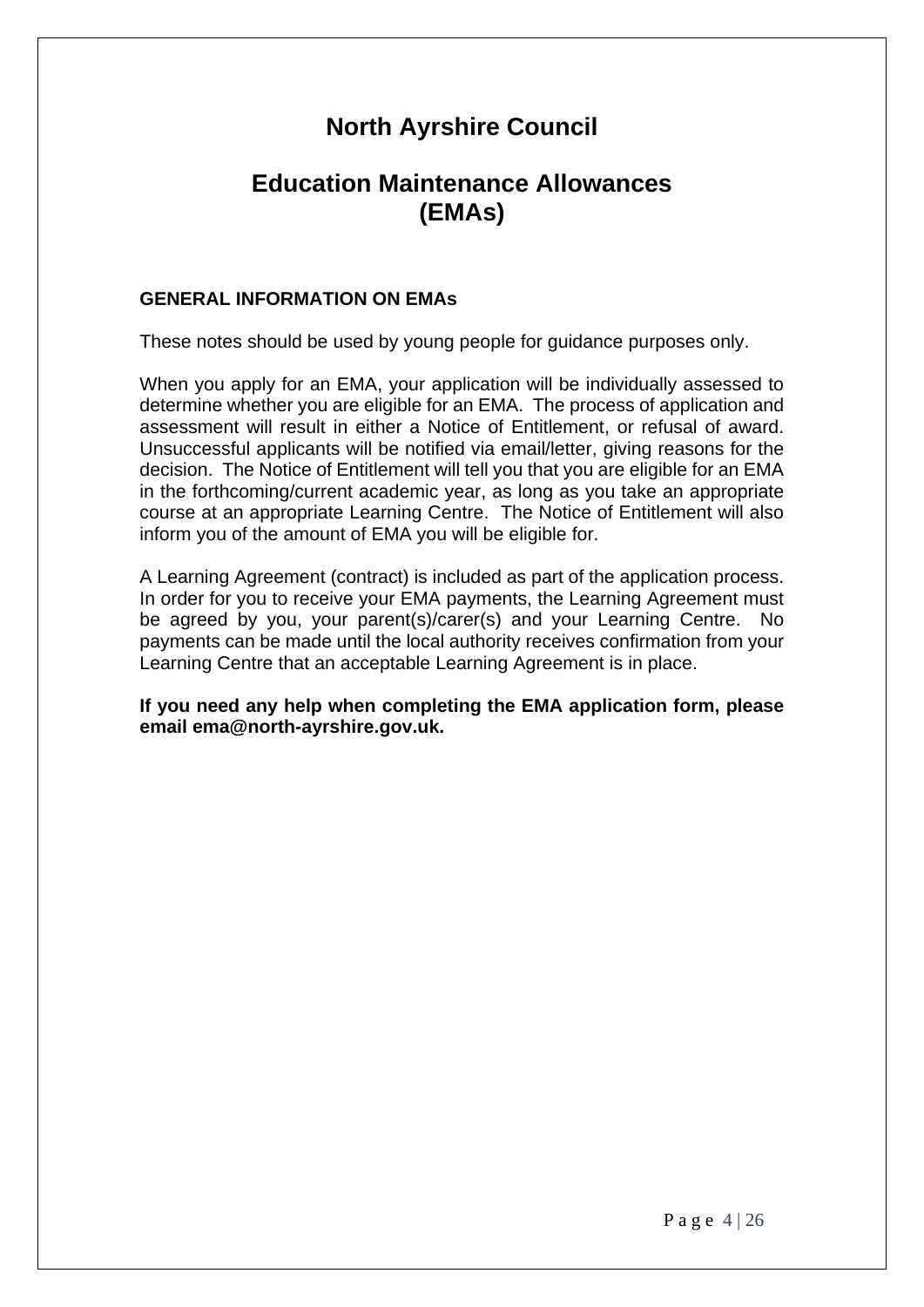# North Ayrshire Council

## Education Maintenance Allowances (EMAs)

### GENERAL INFORMATION ON EMAs

These notes should be used by young people for guidance purposes only.

When you apply for an EMA, your application will be individually assessed to determine whether you are eligible for an EMA. The process of application and assessment will result in either a Notice of Entitlement, or refusal of award. Unsuccessful applicants will be notified via email/letter, giving reasons for the decision. The Notice of Entitlement will tell you that you are eligible for an EMA in the forthcoming/current academic year, as long as you take an appropriate course at an appropriate Learning Centre. The Notice of Entitlement will also inform you of the amount of EMA you will be eligible for.

A Learning Agreement (contract) is included as part of the application process. In order for you to receive your EMA payments, the Learning Agreement must be agreed by you, your parent(s)/carer(s) and your Learning Centre. No payments can be made until the local authority receives confirmation from your Learning Centre that an acceptable Learning Agreement is in place.

**If you need any help when completing the EMA application form, please email ema@north-ayrshire.gov.uk.**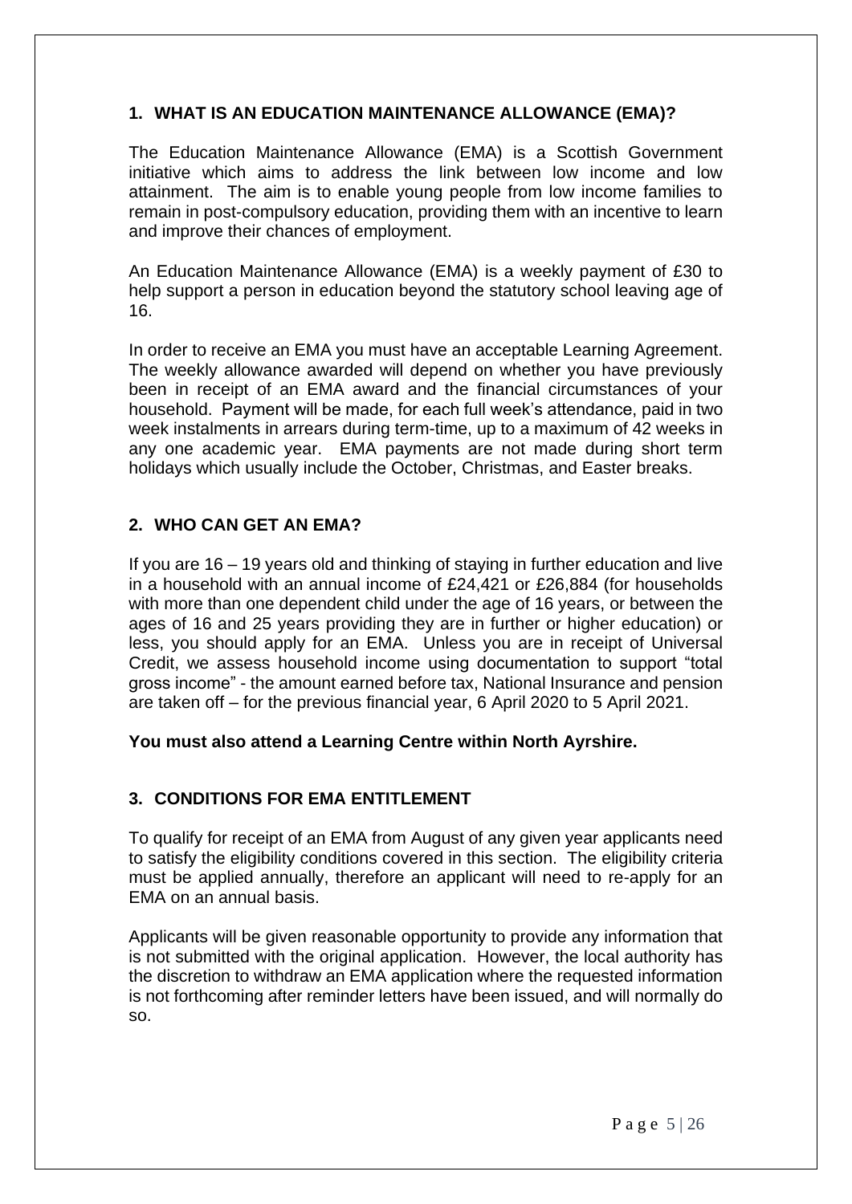## 1. WHAT IS AN EDUCATION MAINTENANCE ALLOWANCE (EMA)?

The Education Maintenance Allowance (EMA) is a Scottish Government initiative which aims to address the link between low income and low attainment. The aim is to enable young people from low income families to remain in post-compulsory education, providing them with an incentive to learn and improve their chances of employment.

An Education Maintenance Allowance (EMA) is a weekly payment of £30 to help support a person in education beyond the statutory school leaving age of 16.

In order to receive an EMA you must have an acceptable Learning Agreement. The weekly allowance awarded will depend on whether you have previously been in receipt of an EMA award and the financial circumstances of your household. Payment will be made, for each full week's attendance, paid in two week instalments in arrears during term-time, up to a maximum of 42 weeks in any one academic year. EMA payments are not made during short term holidays which usually include the October, Christmas, and Easter breaks.

## 2. WHO CAN GET AN EMA?

If you are 16 – 19 years old and thinking of staying in further education and live in a household with an annual income of £24,421 or £26,884 (for households with more than one dependent child under the age of 16 years, or between the ages of 16 and 25 years providing they are in further or higher education) or less, you should apply for an EMA. Unless you are in receipt of Universal Credit, we assess household income using documentation to support "total gross income" - the amount earned before tax, National Insurance and pension are taken off – for the previous financial year, 6 April 2020 to 5 April 2021.

**You must also attend a Learning Centre within North Ayrshire.**

## 3. CONDITIONS FOR EMA ENTITLEMENT

To qualify for receipt of an EMA from August of any given year applicants need to satisfy the eligibility conditions covered in this section. The eligibility criteria must be applied annually, therefore an applicant will need to re-apply for an EMA on an annual basis.

Applicants will be given reasonable opportunity to provide any information that is not submitted with the original application. However, the local authority has the discretion to withdraw an EMA application where the requested information is not forthcoming after reminder letters have been issued, and will normally do so.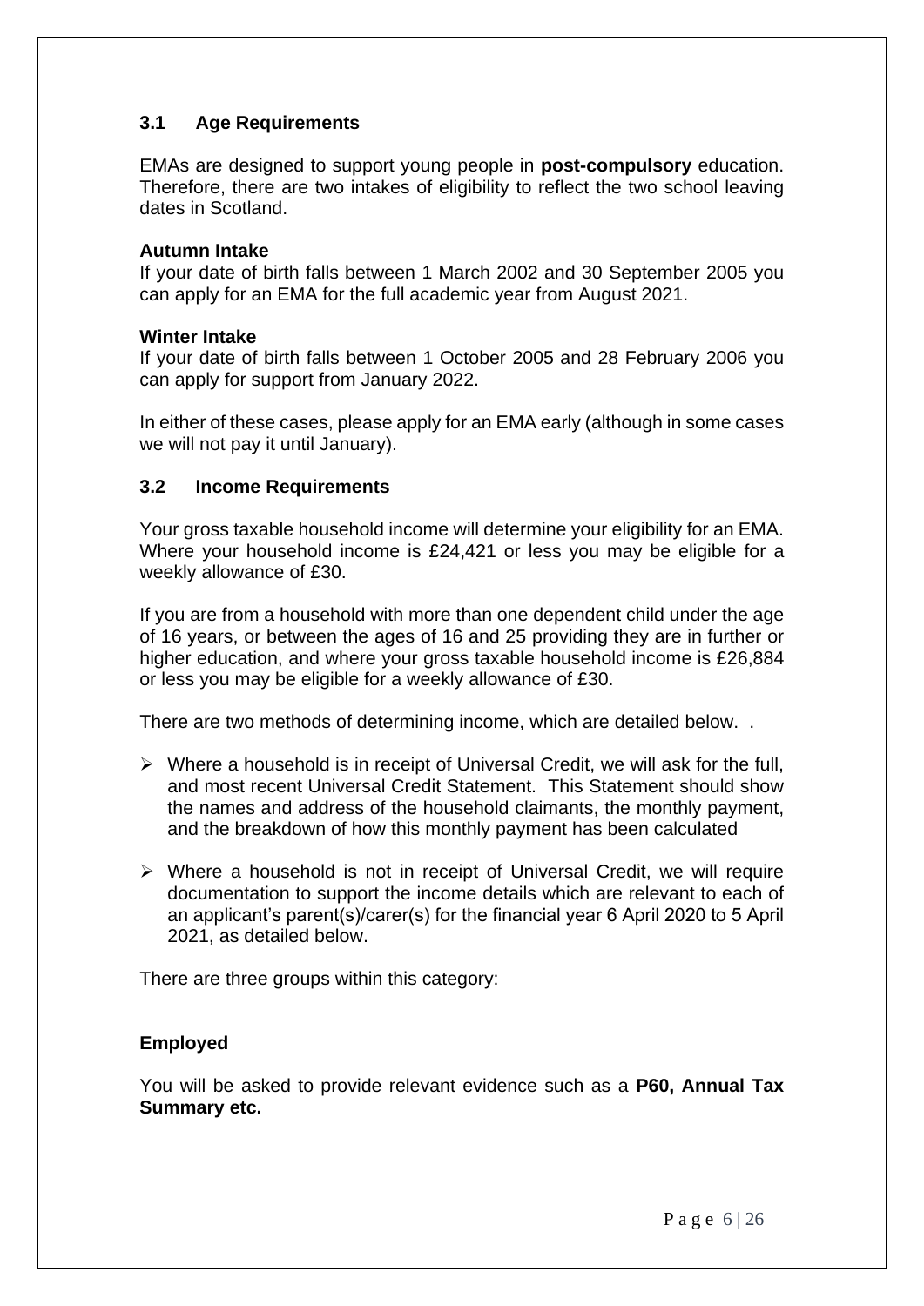### 3.1 Age Requirements

EMAs are designed to support young people in **post-compulsory** education. Therefore, there are two intakes of eligibility to reflect the two school leaving dates in Scotland.

**Autumn Intake**
If your date of birth falls between 1 March 2002 and 30 September 2005 you can apply for an EMA for the full academic year from August 2021.

**Winter Intake**
If your date of birth falls between 1 October 2005 and 28 February 2006 you can apply for support from January 2022.

In either of these cases, please apply for an EMA early (although in some cases we will not pay it until January).

### 3.2 Income Requirements

Your gross taxable household income will determine your eligibility for an EMA. Where your household income is £24,421 or less you may be eligible for a weekly allowance of £30.

If you are from a household with more than one dependent child under the age of 16 years, or between the ages of 16 and 25 providing they are in further or higher education, and where your gross taxable household income is £26,884 or less you may be eligible for a weekly allowance of £30.

There are two methods of determining income, which are detailed below. .

- Where a household is in receipt of Universal Credit, we will ask for the full, and most recent Universal Credit Statement. This Statement should show the names and address of the household claimants, the monthly payment, and the breakdown of how this monthly payment has been calculated
- Where a household is not in receipt of Universal Credit, we will require documentation to support the income details which are relevant to each of an applicant's parent(s)/carer(s) for the financial year 6 April 2020 to 5 April 2021, as detailed below.

There are three groups within this category:

**Employed**

You will be asked to provide relevant evidence such as a **P60, Annual Tax Summary etc.**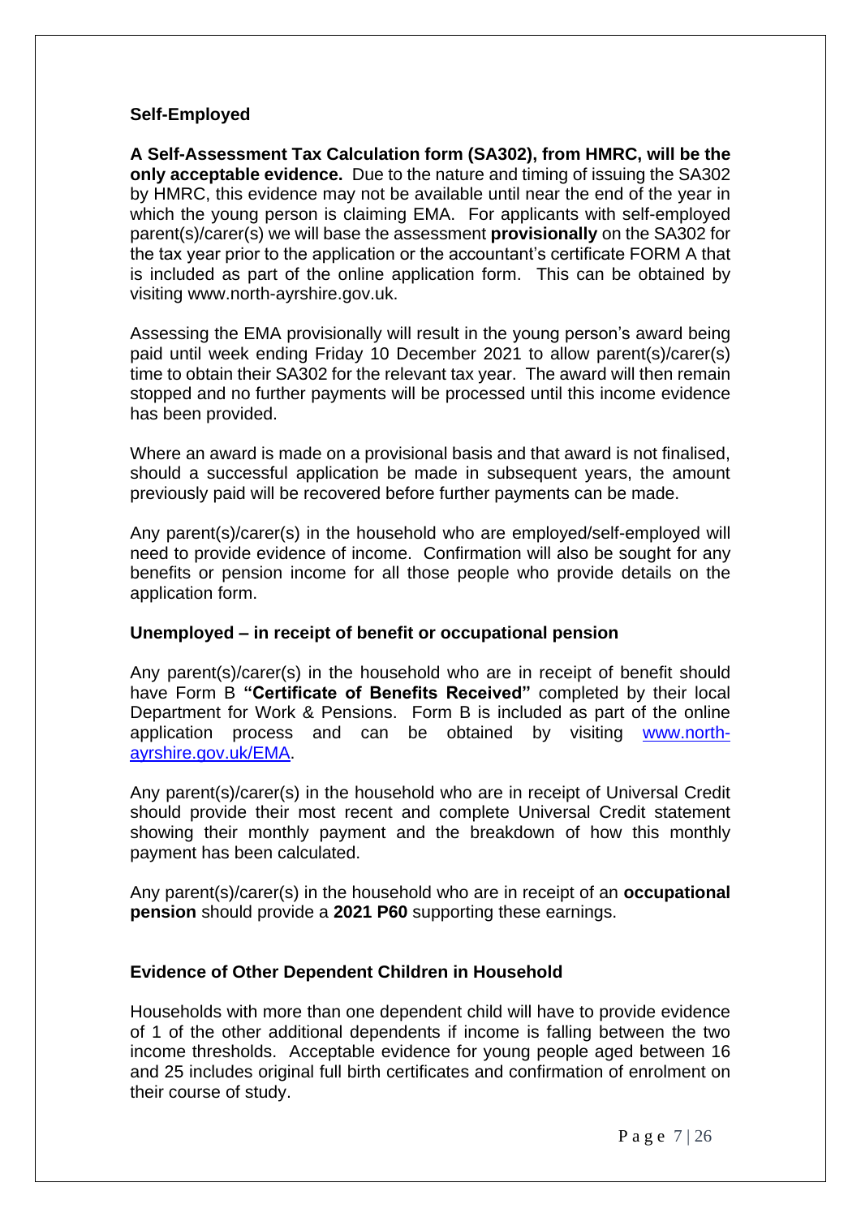**Self-Employed**

**A Self-Assessment Tax Calculation form (SA302), from HMRC, will be the only acceptable evidence.** Due to the nature and timing of issuing the SA302 by HMRC, this evidence may not be available until near the end of the year in which the young person is claiming EMA. For applicants with self-employed parent(s)/carer(s) we will base the assessment **provisionally** on the SA302 for the tax year prior to the application or the accountant's certificate FORM A that is included as part of the online application form. This can be obtained by visiting www.north-ayrshire.gov.uk.

Assessing the EMA provisionally will result in the young person's award being paid until week ending Friday 10 December 2021 to allow parent(s)/carer(s) time to obtain their SA302 for the relevant tax year. The award will then remain stopped and no further payments will be processed until this income evidence has been provided.

Where an award is made on a provisional basis and that award is not finalised, should a successful application be made in subsequent years, the amount previously paid will be recovered before further payments can be made.

Any parent(s)/carer(s) in the household who are employed/self-employed will need to provide evidence of income. Confirmation will also be sought for any benefits or pension income for all those people who provide details on the application form.

**Unemployed – in receipt of benefit or occupational pension**

Any parent(s)/carer(s) in the household who are in receipt of benefit should have Form B **"Certificate of Benefits Received"** completed by their local Department for Work & Pensions. Form B is included as part of the online application process and can be obtained by visiting [www.north-ayrshire.gov.uk/EMA](www.north-ayrshire.gov.uk/EMA).

Any parent(s)/carer(s) in the household who are in receipt of Universal Credit should provide their most recent and complete Universal Credit statement showing their monthly payment and the breakdown of how this monthly payment has been calculated.

Any parent(s)/carer(s) in the household who are in receipt of an **occupational pension** should provide a **2021 P60** supporting these earnings.

**Evidence of Other Dependent Children in Household**

Households with more than one dependent child will have to provide evidence of 1 of the other additional dependents if income is falling between the two income thresholds. Acceptable evidence for young people aged between 16 and 25 includes original full birth certificates and confirmation of enrolment on their course of study.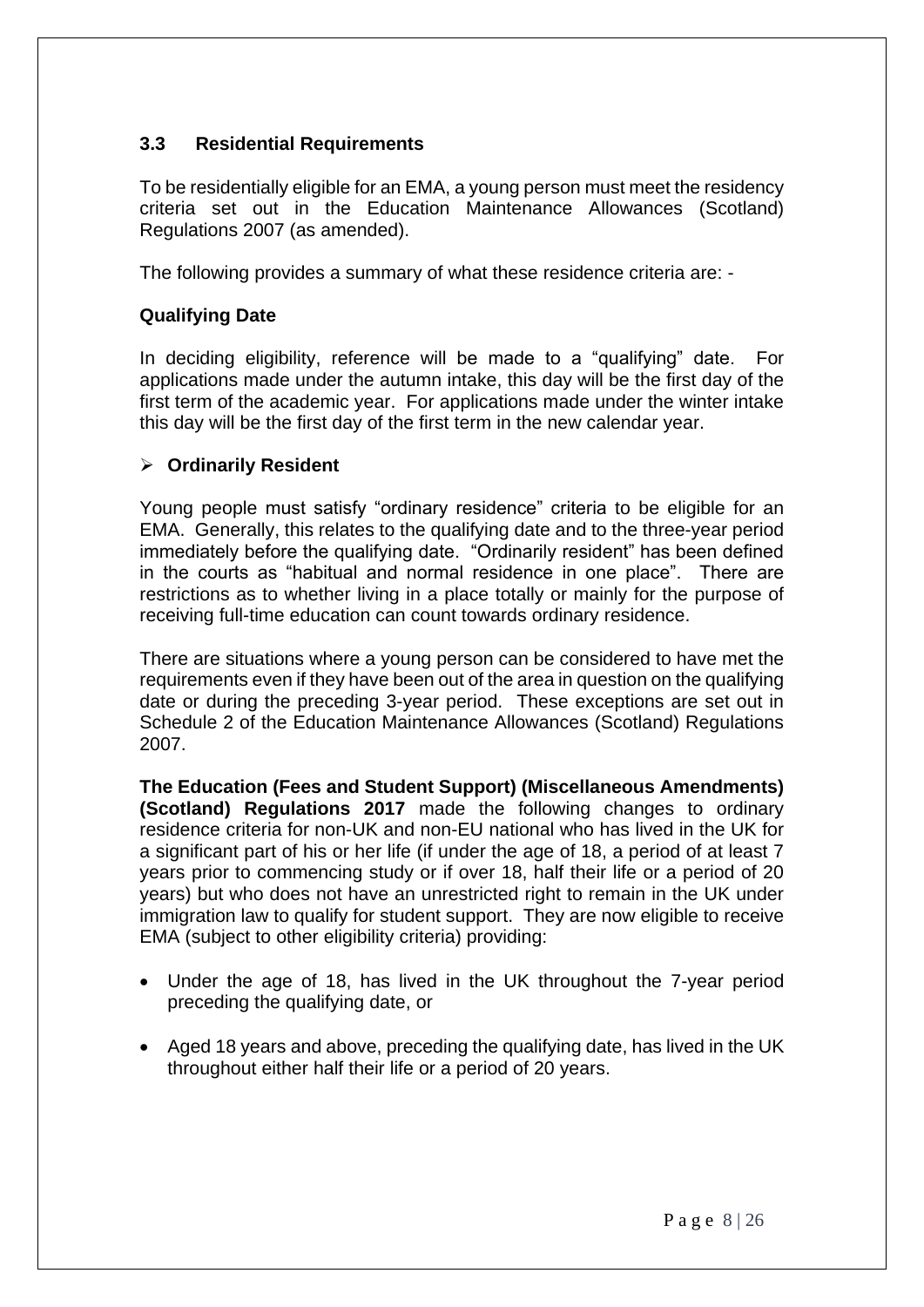### 3.3 Residential Requirements

To be residentially eligible for an EMA, a young person must meet the residency criteria set out in the Education Maintenance Allowances (Scotland) Regulations 2007 (as amended).

The following provides a summary of what these residence criteria are: -

**Qualifying Date**

In deciding eligibility, reference will be made to a "qualifying" date. For applications made under the autumn intake, this day will be the first day of the first term of the academic year. For applications made under the winter intake this day will be the first day of the first term in the new calendar year.

- **Ordinarily Resident**

Young people must satisfy "ordinary residence" criteria to be eligible for an EMA. Generally, this relates to the qualifying date and to the three-year period immediately before the qualifying date. "Ordinarily resident" has been defined in the courts as "habitual and normal residence in one place". There are restrictions as to whether living in a place totally or mainly for the purpose of receiving full-time education can count towards ordinary residence.

There are situations where a young person can be considered to have met the requirements even if they have been out of the area in question on the qualifying date or during the preceding 3-year period. These exceptions are set out in Schedule 2 of the Education Maintenance Allowances (Scotland) Regulations 2007.

**The Education (Fees and Student Support) (Miscellaneous Amendments) (Scotland) Regulations 2017** made the following changes to ordinary residence criteria for non-UK and non-EU national who has lived in the UK for a significant part of his or her life (if under the age of 18, a period of at least 7 years prior to commencing study or if over 18, half their life or a period of 20 years) but who does not have an unrestricted right to remain in the UK under immigration law to qualify for student support. They are now eligible to receive EMA (subject to other eligibility criteria) providing:

- Under the age of 18, has lived in the UK throughout the 7-year period preceding the qualifying date, or
- Aged 18 years and above, preceding the qualifying date, has lived in the UK throughout either half their life or a period of 20 years.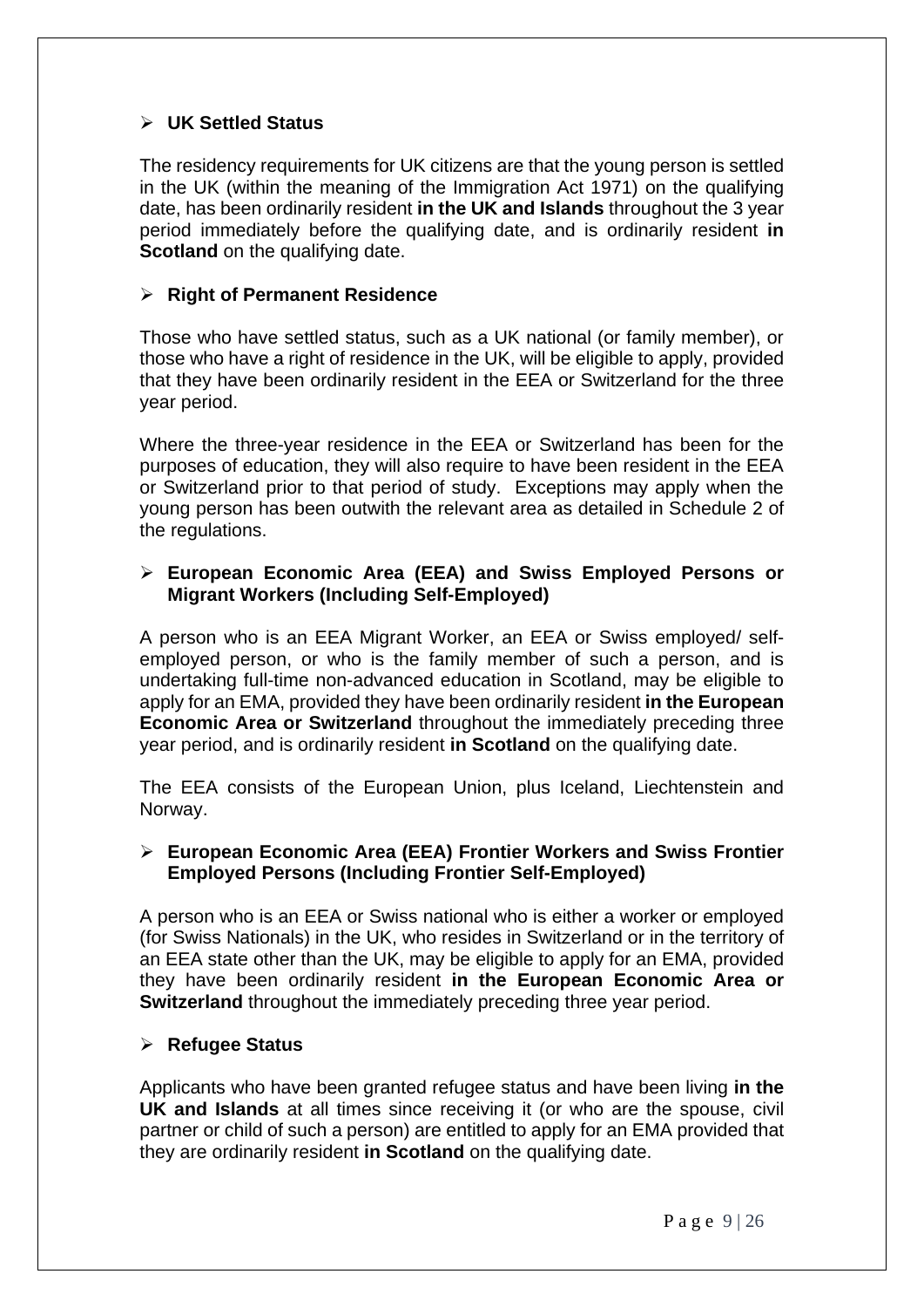- **UK Settled Status**

The residency requirements for UK citizens are that the young person is settled in the UK (within the meaning of the Immigration Act 1971) on the qualifying date, has been ordinarily resident **in the UK and Islands** throughout the 3 year period immediately before the qualifying date, and is ordinarily resident **in Scotland** on the qualifying date.

- **Right of Permanent Residence**

Those who have settled status, such as a UK national (or family member), or those who have a right of residence in the UK, will be eligible to apply, provided that they have been ordinarily resident in the EEA or Switzerland for the three year period.

Where the three-year residence in the EEA or Switzerland has been for the purposes of education, they will also require to have been resident in the EEA or Switzerland prior to that period of study. Exceptions may apply when the young person has been outwith the relevant area as detailed in Schedule 2 of the regulations.

- **European Economic Area (EEA) and Swiss Employed Persons or Migrant Workers (Including Self-Employed)**

A person who is an EEA Migrant Worker, an EEA or Swiss employed/ self-employed person, or who is the family member of such a person, and is undertaking full-time non-advanced education in Scotland, may be eligible to apply for an EMA, provided they have been ordinarily resident **in the European Economic Area or Switzerland** throughout the immediately preceding three year period, and is ordinarily resident **in Scotland** on the qualifying date.

The EEA consists of the European Union, plus Iceland, Liechtenstein and Norway.

- **European Economic Area (EEA) Frontier Workers and Swiss Frontier Employed Persons (Including Frontier Self-Employed)**

A person who is an EEA or Swiss national who is either a worker or employed (for Swiss Nationals) in the UK, who resides in Switzerland or in the territory of an EEA state other than the UK, may be eligible to apply for an EMA, provided they have been ordinarily resident **in the European Economic Area or Switzerland** throughout the immediately preceding three year period.

- **Refugee Status**

Applicants who have been granted refugee status and have been living **in the UK and Islands** at all times since receiving it (or who are the spouse, civil partner or child of such a person) are entitled to apply for an EMA provided that they are ordinarily resident **in Scotland** on the qualifying date.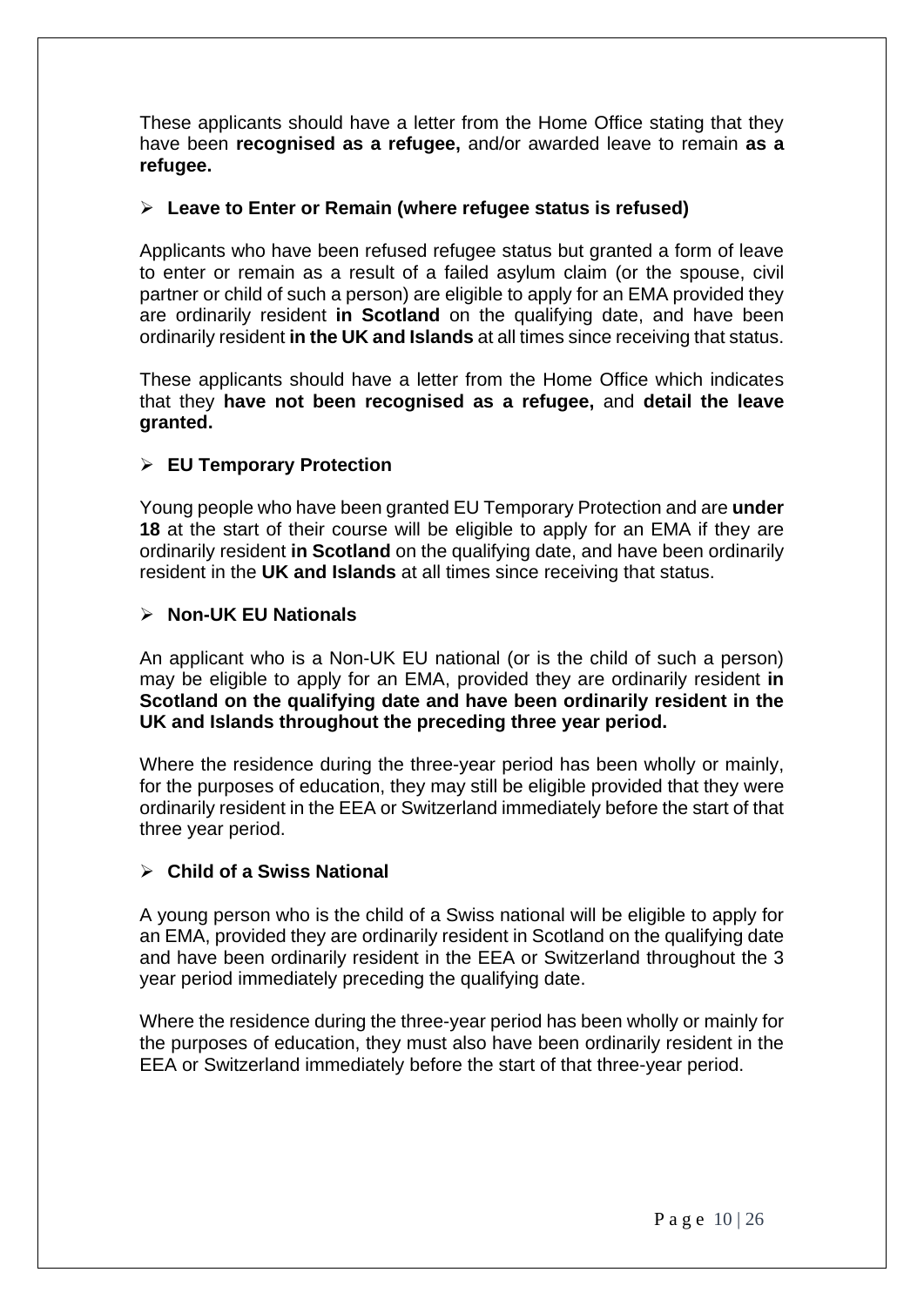These applicants should have a letter from the Home Office stating that they have been **recognised as a refugee,** and/or awarded leave to remain **as a refugee.**

- **Leave to Enter or Remain (where refugee status is refused)**

Applicants who have been refused refugee status but granted a form of leave to enter or remain as a result of a failed asylum claim (or the spouse, civil partner or child of such a person) are eligible to apply for an EMA provided they are ordinarily resident **in Scotland** on the qualifying date, and have been ordinarily resident **in the UK and Islands** at all times since receiving that status.

These applicants should have a letter from the Home Office which indicates that they **have not been recognised as a refugee,** and **detail the leave granted.**

- **EU Temporary Protection**

Young people who have been granted EU Temporary Protection and are **under 18** at the start of their course will be eligible to apply for an EMA if they are ordinarily resident **in Scotland** on the qualifying date, and have been ordinarily resident in the **UK and Islands** at all times since receiving that status.

- **Non-UK EU Nationals**

An applicant who is a Non-UK EU national (or is the child of such a person) may be eligible to apply for an EMA, provided they are ordinarily resident **in Scotland on the qualifying date and have been ordinarily resident in the UK and Islands throughout the preceding three year period.**

Where the residence during the three-year period has been wholly or mainly, for the purposes of education, they may still be eligible provided that they were ordinarily resident in the EEA or Switzerland immediately before the start of that three year period.

- **Child of a Swiss National**

A young person who is the child of a Swiss national will be eligible to apply for an EMA, provided they are ordinarily resident in Scotland on the qualifying date and have been ordinarily resident in the EEA or Switzerland throughout the 3 year period immediately preceding the qualifying date.

Where the residence during the three-year period has been wholly or mainly for the purposes of education, they must also have been ordinarily resident in the EEA or Switzerland immediately before the start of that three-year period.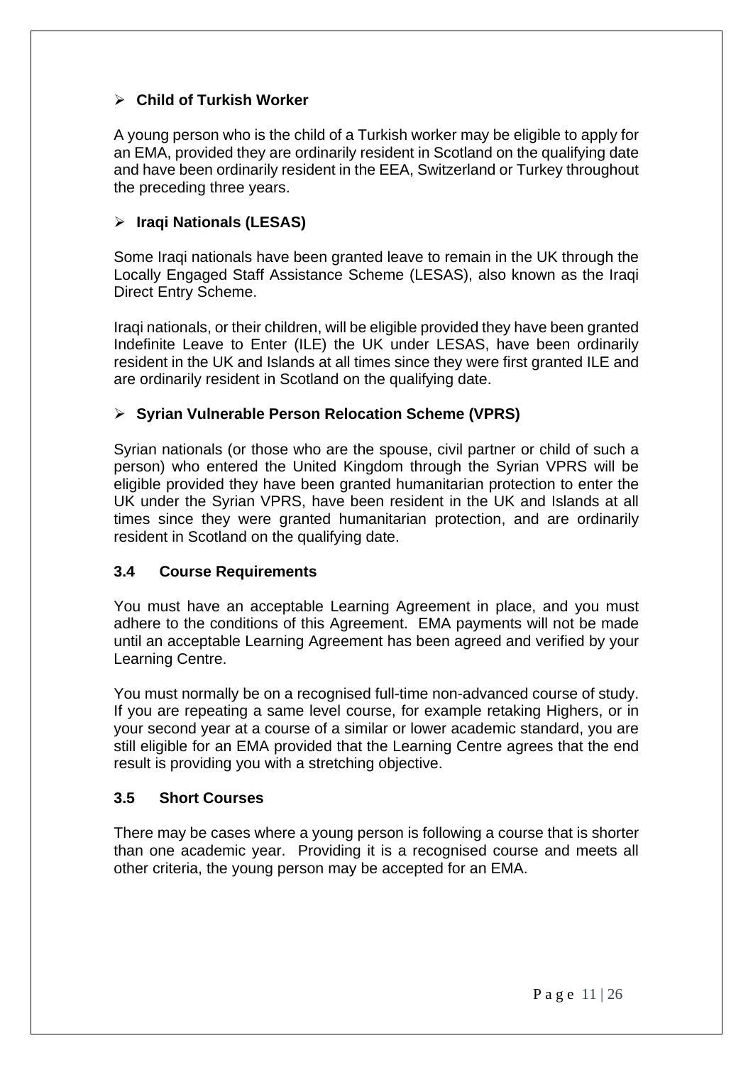- **Child of Turkish Worker**

A young person who is the child of a Turkish worker may be eligible to apply for an EMA, provided they are ordinarily resident in Scotland on the qualifying date and have been ordinarily resident in the EEA, Switzerland or Turkey throughout the preceding three years.

- **Iraqi Nationals (LESAS)**

Some Iraqi nationals have been granted leave to remain in the UK through the Locally Engaged Staff Assistance Scheme (LESAS), also known as the Iraqi Direct Entry Scheme.

Iraqi nationals, or their children, will be eligible provided they have been granted Indefinite Leave to Enter (ILE) the UK under LESAS, have been ordinarily resident in the UK and Islands at all times since they were first granted ILE and are ordinarily resident in Scotland on the qualifying date.

- **Syrian Vulnerable Person Relocation Scheme (VPRS)**

Syrian nationals (or those who are the spouse, civil partner or child of such a person) who entered the United Kingdom through the Syrian VPRS will be eligible provided they have been granted humanitarian protection to enter the UK under the Syrian VPRS, have been resident in the UK and Islands at all times since they were granted humanitarian protection, and are ordinarily resident in Scotland on the qualifying date.

### 3.4 Course Requirements

You must have an acceptable Learning Agreement in place, and you must adhere to the conditions of this Agreement. EMA payments will not be made until an acceptable Learning Agreement has been agreed and verified by your Learning Centre.

You must normally be on a recognised full-time non-advanced course of study. If you are repeating a same level course, for example retaking Highers, or in your second year at a course of a similar or lower academic standard, you are still eligible for an EMA provided that the Learning Centre agrees that the end result is providing you with a stretching objective.

### 3.5 Short Courses

There may be cases where a young person is following a course that is shorter than one academic year. Providing it is a recognised course and meets all other criteria, the young person may be accepted for an EMA.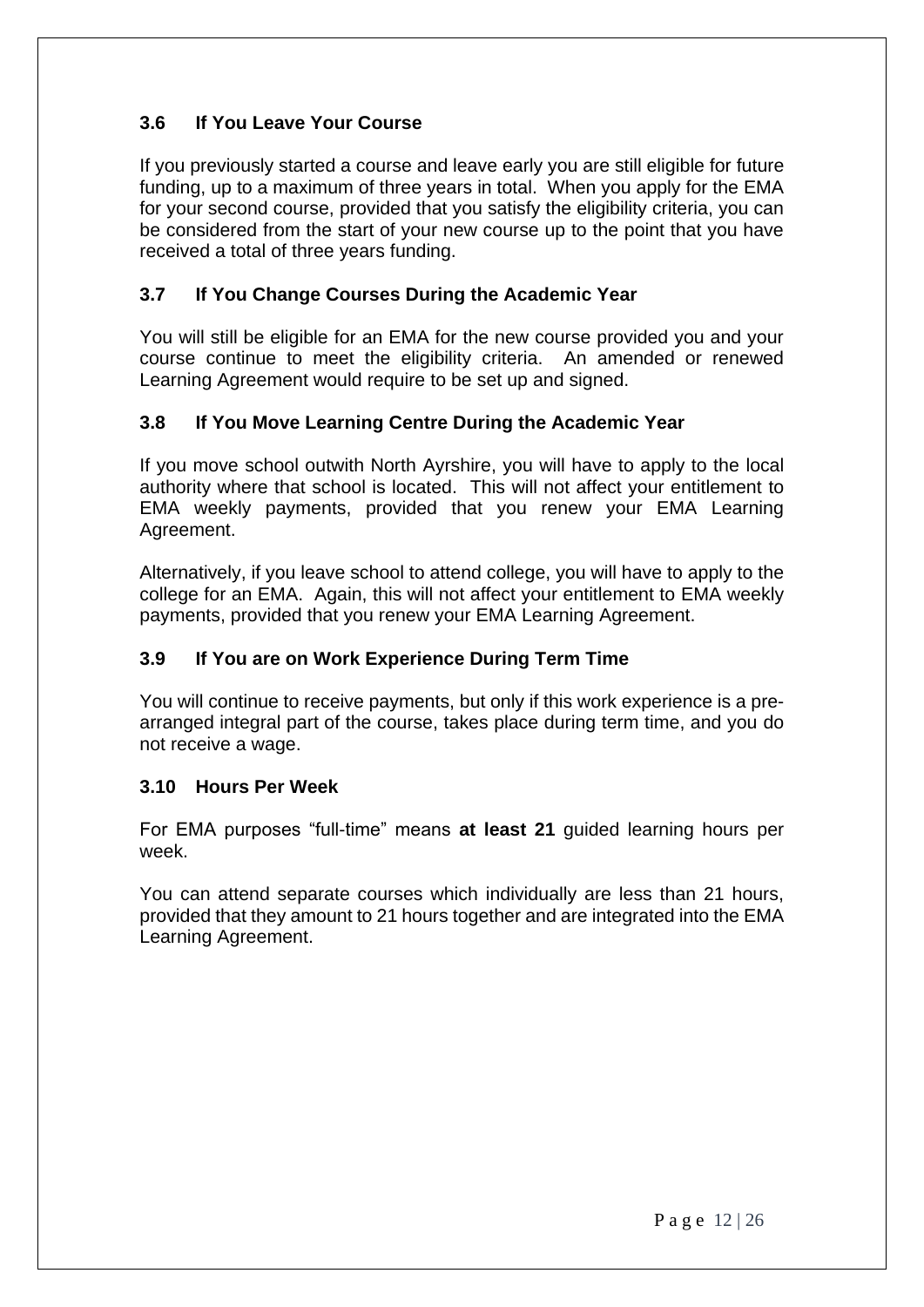### 3.6 If You Leave Your Course

If you previously started a course and leave early you are still eligible for future funding, up to a maximum of three years in total. When you apply for the EMA for your second course, provided that you satisfy the eligibility criteria, you can be considered from the start of your new course up to the point that you have received a total of three years funding.

### 3.7 If You Change Courses During the Academic Year

You will still be eligible for an EMA for the new course provided you and your course continue to meet the eligibility criteria. An amended or renewed Learning Agreement would require to be set up and signed.

### 3.8 If You Move Learning Centre During the Academic Year

If you move school outwith North Ayrshire, you will have to apply to the local authority where that school is located. This will not affect your entitlement to EMA weekly payments, provided that you renew your EMA Learning Agreement.

Alternatively, if you leave school to attend college, you will have to apply to the college for an EMA. Again, this will not affect your entitlement to EMA weekly payments, provided that you renew your EMA Learning Agreement.

### 3.9 If You are on Work Experience During Term Time

You will continue to receive payments, but only if this work experience is a pre-arranged integral part of the course, takes place during term time, and you do not receive a wage.

### 3.10 Hours Per Week

For EMA purposes "full-time" means **at least 21** guided learning hours per week.

You can attend separate courses which individually are less than 21 hours, provided that they amount to 21 hours together and are integrated into the EMA Learning Agreement.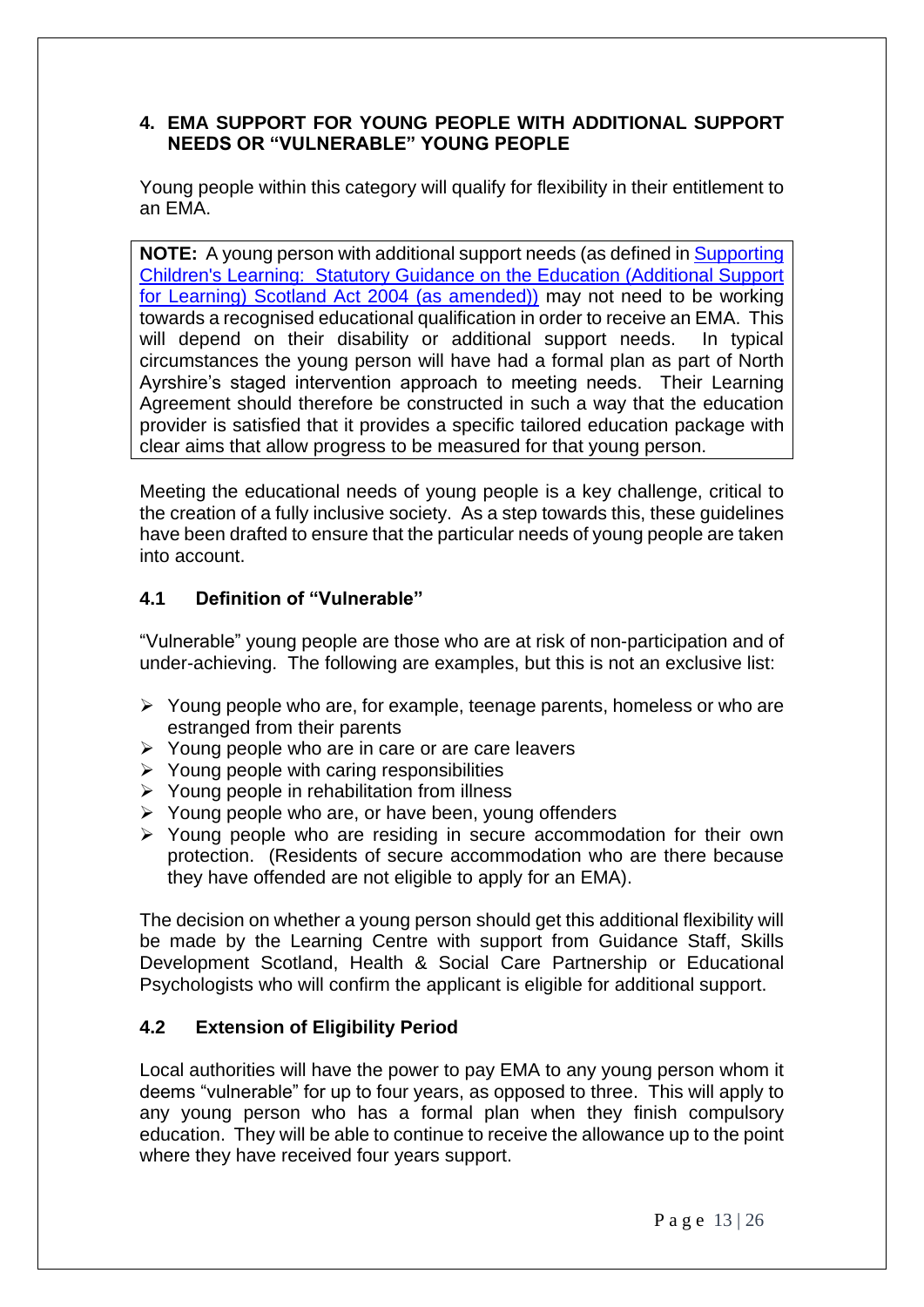## 4. EMA SUPPORT FOR YOUNG PEOPLE WITH ADDITIONAL SUPPORT NEEDS OR "VULNERABLE" YOUNG PEOPLE

Young people within this category will qualify for flexibility in their entitlement to an EMA.

> **NOTE:** A young person with additional support needs (as defined in Supporting Children's Learning: Statutory Guidance on the Education (Additional Support for Learning) Scotland Act 2004 (as amended)) may not need to be working towards a recognised educational qualification in order to receive an EMA. This will depend on their disability or additional support needs. In typical circumstances the young person will have had a formal plan as part of North Ayrshire's staged intervention approach to meeting needs. Their Learning Agreement should therefore be constructed in such a way that the education provider is satisfied that it provides a specific tailored education package with clear aims that allow progress to be measured for that young person.

Meeting the educational needs of young people is a key challenge, critical to the creation of a fully inclusive society. As a step towards this, these guidelines have been drafted to ensure that the particular needs of young people are taken into account.

### 4.1 Definition of "Vulnerable"

"Vulnerable" young people are those who are at risk of non-participation and of under-achieving. The following are examples, but this is not an exclusive list:

- Young people who are, for example, teenage parents, homeless or who are estranged from their parents
- Young people who are in care or are care leavers
- Young people with caring responsibilities
- Young people in rehabilitation from illness
- Young people who are, or have been, young offenders
- Young people who are residing in secure accommodation for their own protection. (Residents of secure accommodation who are there because they have offended are not eligible to apply for an EMA).

The decision on whether a young person should get this additional flexibility will be made by the Learning Centre with support from Guidance Staff, Skills Development Scotland, Health & Social Care Partnership or Educational Psychologists who will confirm the applicant is eligible for additional support.

### 4.2 Extension of Eligibility Period

Local authorities will have the power to pay EMA to any young person whom it deems "vulnerable" for up to four years, as opposed to three. This will apply to any young person who has a formal plan when they finish compulsory education. They will be able to continue to receive the allowance up to the point where they have received four years support.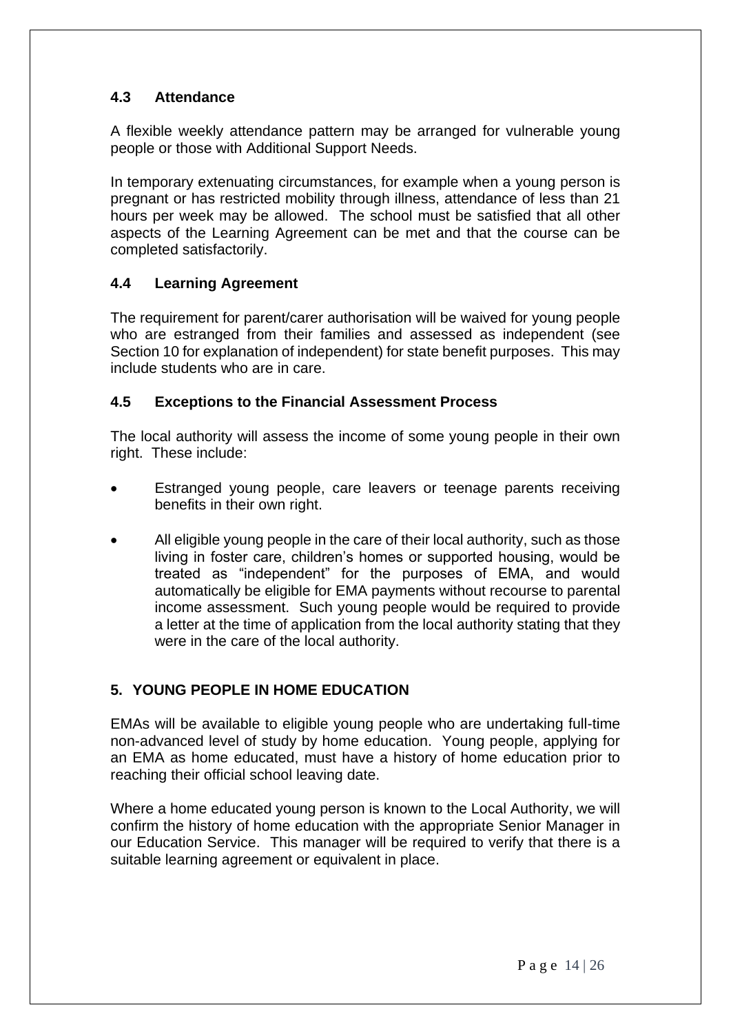### 4.3 Attendance

A flexible weekly attendance pattern may be arranged for vulnerable young people or those with Additional Support Needs.

In temporary extenuating circumstances, for example when a young person is pregnant or has restricted mobility through illness, attendance of less than 21 hours per week may be allowed. The school must be satisfied that all other aspects of the Learning Agreement can be met and that the course can be completed satisfactorily.

### 4.4 Learning Agreement

The requirement for parent/carer authorisation will be waived for young people who are estranged from their families and assessed as independent (see Section 10 for explanation of independent) for state benefit purposes. This may include students who are in care.

### 4.5 Exceptions to the Financial Assessment Process

The local authority will assess the income of some young people in their own right. These include:

- Estranged young people, care leavers or teenage parents receiving benefits in their own right.
- All eligible young people in the care of their local authority, such as those living in foster care, children's homes or supported housing, would be treated as "independent" for the purposes of EMA, and would automatically be eligible for EMA payments without recourse to parental income assessment. Such young people would be required to provide a letter at the time of application from the local authority stating that they were in the care of the local authority.

## 5. YOUNG PEOPLE IN HOME EDUCATION

EMAs will be available to eligible young people who are undertaking full-time non-advanced level of study by home education. Young people, applying for an EMA as home educated, must have a history of home education prior to reaching their official school leaving date.

Where a home educated young person is known to the Local Authority, we will confirm the history of home education with the appropriate Senior Manager in our Education Service. This manager will be required to verify that there is a suitable learning agreement or equivalent in place.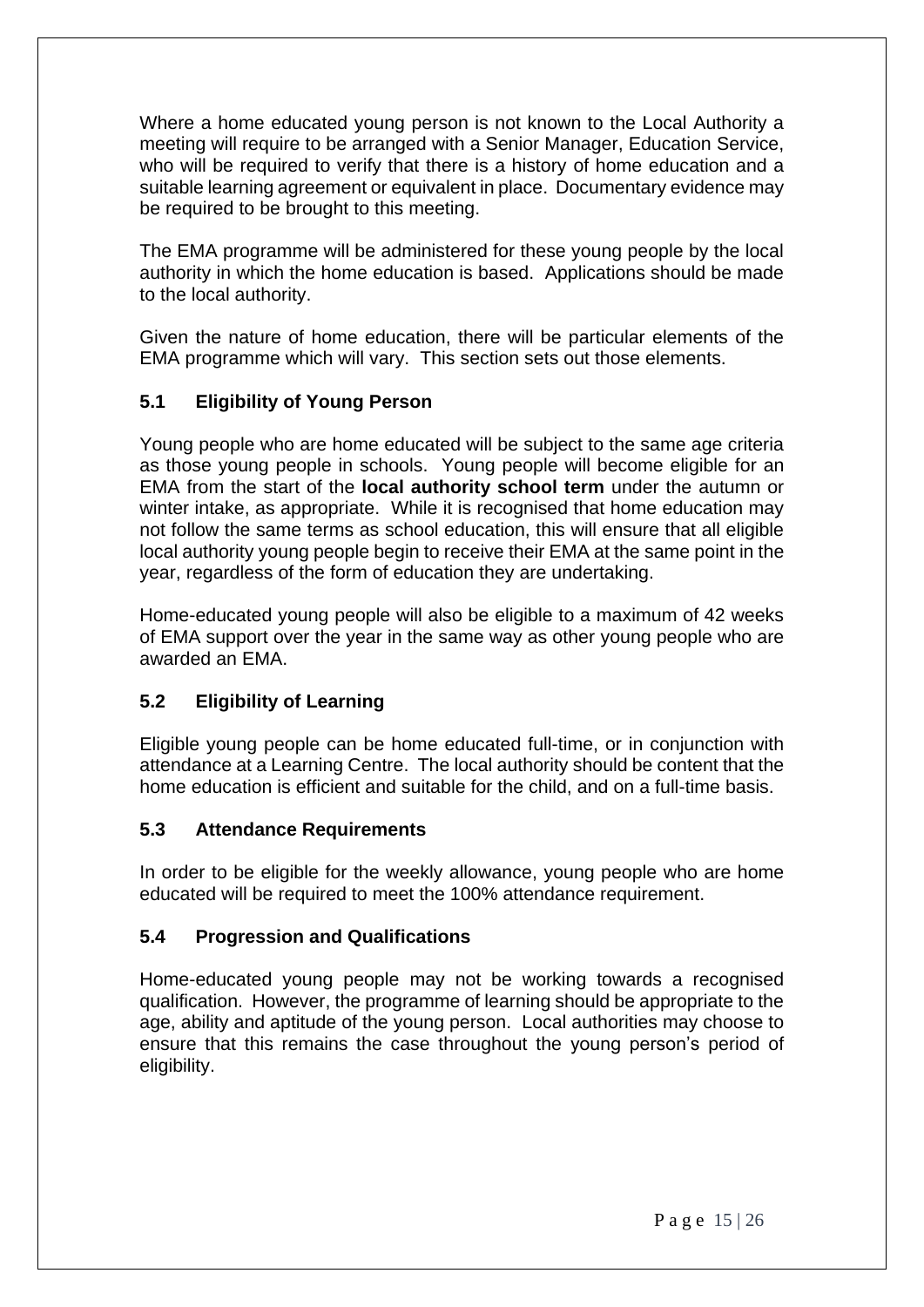Where a home educated young person is not known to the Local Authority a meeting will require to be arranged with a Senior Manager, Education Service, who will be required to verify that there is a history of home education and a suitable learning agreement or equivalent in place. Documentary evidence may be required to be brought to this meeting.

The EMA programme will be administered for these young people by the local authority in which the home education is based. Applications should be made to the local authority.

Given the nature of home education, there will be particular elements of the EMA programme which will vary. This section sets out those elements.

### 5.1 Eligibility of Young Person

Young people who are home educated will be subject to the same age criteria as those young people in schools. Young people will become eligible for an EMA from the start of the **local authority school term** under the autumn or winter intake, as appropriate. While it is recognised that home education may not follow the same terms as school education, this will ensure that all eligible local authority young people begin to receive their EMA at the same point in the year, regardless of the form of education they are undertaking.

Home-educated young people will also be eligible to a maximum of 42 weeks of EMA support over the year in the same way as other young people who are awarded an EMA.

### 5.2 Eligibility of Learning

Eligible young people can be home educated full-time, or in conjunction with attendance at a Learning Centre. The local authority should be content that the home education is efficient and suitable for the child, and on a full-time basis.

### 5.3 Attendance Requirements

In order to be eligible for the weekly allowance, young people who are home educated will be required to meet the 100% attendance requirement.

### 5.4 Progression and Qualifications

Home-educated young people may not be working towards a recognised qualification. However, the programme of learning should be appropriate to the age, ability and aptitude of the young person. Local authorities may choose to ensure that this remains the case throughout the young person's period of eligibility.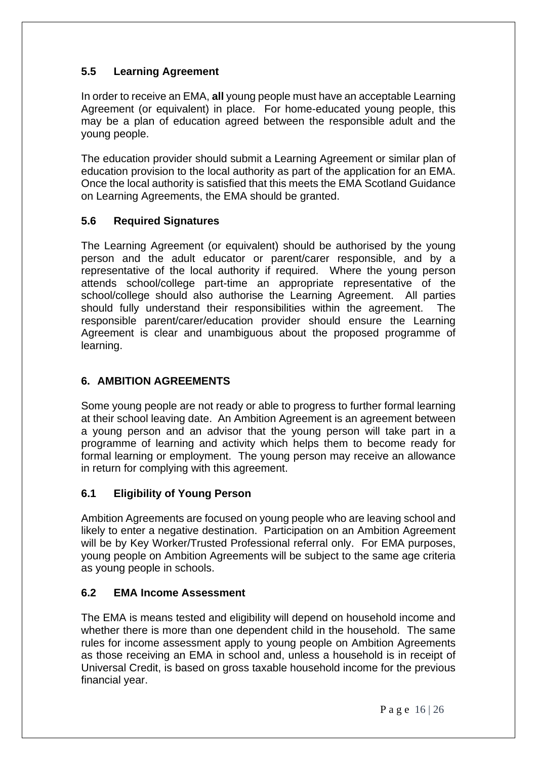### 5.5 Learning Agreement

In order to receive an EMA, **all** young people must have an acceptable Learning Agreement (or equivalent) in place. For home-educated young people, this may be a plan of education agreed between the responsible adult and the young people.

The education provider should submit a Learning Agreement or similar plan of education provision to the local authority as part of the application for an EMA. Once the local authority is satisfied that this meets the EMA Scotland Guidance on Learning Agreements, the EMA should be granted.

### 5.6 Required Signatures

The Learning Agreement (or equivalent) should be authorised by the young person and the adult educator or parent/carer responsible, and by a representative of the local authority if required. Where the young person attends school/college part-time an appropriate representative of the school/college should also authorise the Learning Agreement. All parties should fully understand their responsibilities within the agreement. The responsible parent/carer/education provider should ensure the Learning Agreement is clear and unambiguous about the proposed programme of learning.

## 6. AMBITION AGREEMENTS

Some young people are not ready or able to progress to further formal learning at their school leaving date. An Ambition Agreement is an agreement between a young person and an advisor that the young person will take part in a programme of learning and activity which helps them to become ready for formal learning or employment. The young person may receive an allowance in return for complying with this agreement.

### 6.1 Eligibility of Young Person

Ambition Agreements are focused on young people who are leaving school and likely to enter a negative destination. Participation on an Ambition Agreement will be by Key Worker/Trusted Professional referral only. For EMA purposes, young people on Ambition Agreements will be subject to the same age criteria as young people in schools.

### 6.2 EMA Income Assessment

The EMA is means tested and eligibility will depend on household income and whether there is more than one dependent child in the household. The same rules for income assessment apply to young people on Ambition Agreements as those receiving an EMA in school and, unless a household is in receipt of Universal Credit, is based on gross taxable household income for the previous financial year.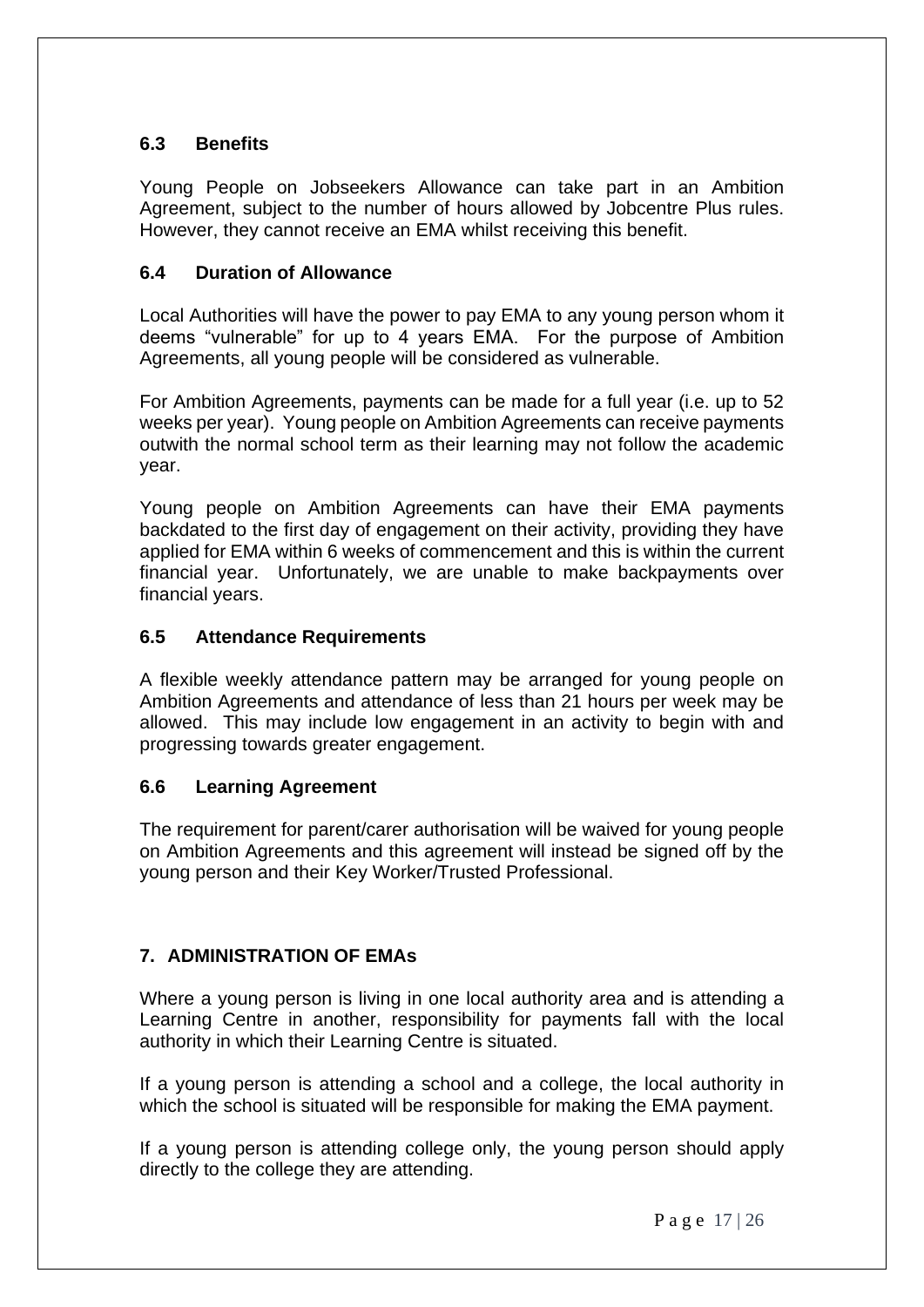### 6.3 Benefits

Young People on Jobseekers Allowance can take part in an Ambition Agreement, subject to the number of hours allowed by Jobcentre Plus rules. However, they cannot receive an EMA whilst receiving this benefit.

### 6.4 Duration of Allowance

Local Authorities will have the power to pay EMA to any young person whom it deems "vulnerable" for up to 4 years EMA. For the purpose of Ambition Agreements, all young people will be considered as vulnerable.

For Ambition Agreements, payments can be made for a full year (i.e. up to 52 weeks per year). Young people on Ambition Agreements can receive payments outwith the normal school term as their learning may not follow the academic year.

Young people on Ambition Agreements can have their EMA payments backdated to the first day of engagement on their activity, providing they have applied for EMA within 6 weeks of commencement and this is within the current financial year. Unfortunately, we are unable to make backpayments over financial years.

### 6.5 Attendance Requirements

A flexible weekly attendance pattern may be arranged for young people on Ambition Agreements and attendance of less than 21 hours per week may be allowed. This may include low engagement in an activity to begin with and progressing towards greater engagement.

### 6.6 Learning Agreement

The requirement for parent/carer authorisation will be waived for young people on Ambition Agreements and this agreement will instead be signed off by the young person and their Key Worker/Trusted Professional.

## 7. ADMINISTRATION OF EMAs

Where a young person is living in one local authority area and is attending a Learning Centre in another, responsibility for payments fall with the local authority in which their Learning Centre is situated.

If a young person is attending a school and a college, the local authority in which the school is situated will be responsible for making the EMA payment.

If a young person is attending college only, the young person should apply directly to the college they are attending.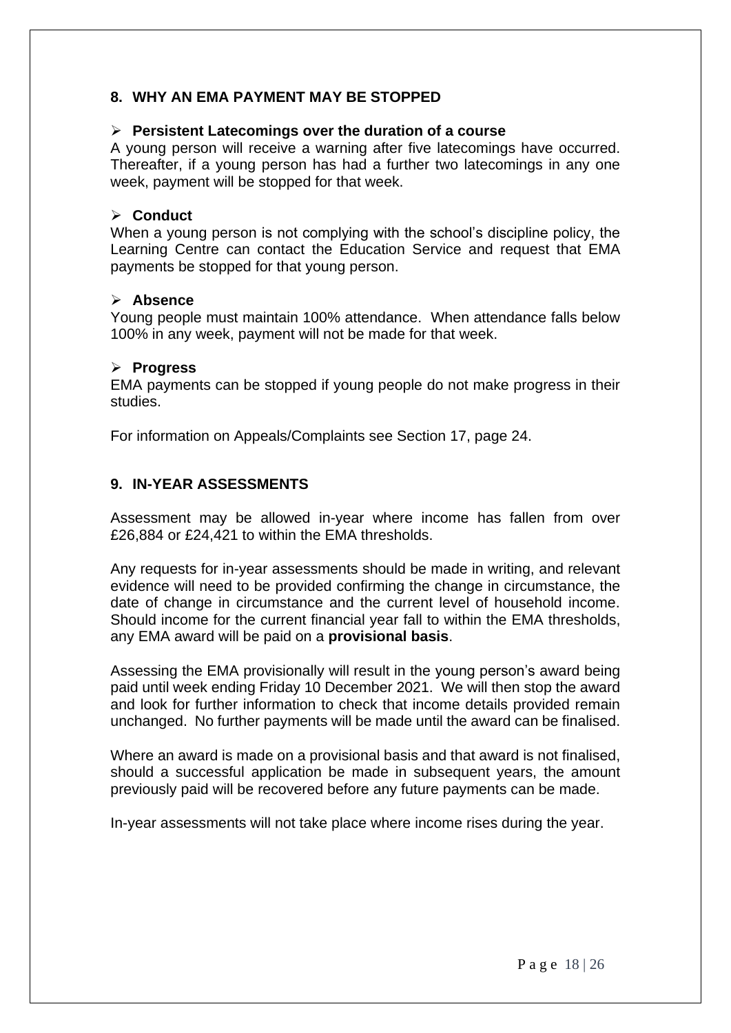## 8. WHY AN EMA PAYMENT MAY BE STOPPED

- **Persistent Latecomings over the duration of a course**

A young person will receive a warning after five latecomings have occurred. Thereafter, if a young person has had a further two latecomings in any one week, payment will be stopped for that week.

- **Conduct**

When a young person is not complying with the school's discipline policy, the Learning Centre can contact the Education Service and request that EMA payments be stopped for that young person.

- **Absence**

Young people must maintain 100% attendance. When attendance falls below 100% in any week, payment will not be made for that week.

- **Progress**

EMA payments can be stopped if young people do not make progress in their studies.

For information on Appeals/Complaints see Section 17, page 24.

## 9. IN-YEAR ASSESSMENTS

Assessment may be allowed in-year where income has fallen from over £26,884 or £24,421 to within the EMA thresholds.

Any requests for in-year assessments should be made in writing, and relevant evidence will need to be provided confirming the change in circumstance, the date of change in circumstance and the current level of household income. Should income for the current financial year fall to within the EMA thresholds, any EMA award will be paid on a **provisional basis**.

Assessing the EMA provisionally will result in the young person's award being paid until week ending Friday 10 December 2021. We will then stop the award and look for further information to check that income details provided remain unchanged. No further payments will be made until the award can be finalised.

Where an award is made on a provisional basis and that award is not finalised, should a successful application be made in subsequent years, the amount previously paid will be recovered before any future payments can be made.

In-year assessments will not take place where income rises during the year.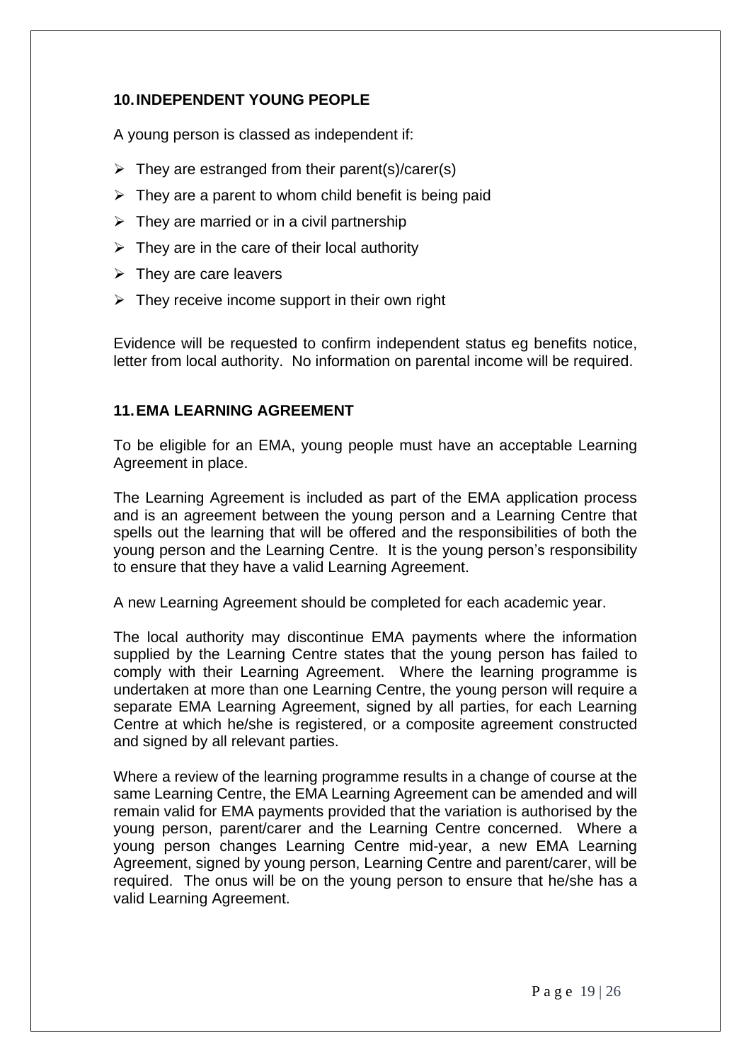## 10. INDEPENDENT YOUNG PEOPLE

A young person is classed as independent if:

- They are estranged from their parent(s)/carer(s)
- They are a parent to whom child benefit is being paid
- They are married or in a civil partnership
- They are in the care of their local authority
- They are care leavers
- They receive income support in their own right

Evidence will be requested to confirm independent status eg benefits notice, letter from local authority. No information on parental income will be required.

## 11. EMA LEARNING AGREEMENT

To be eligible for an EMA, young people must have an acceptable Learning Agreement in place.

The Learning Agreement is included as part of the EMA application process and is an agreement between the young person and a Learning Centre that spells out the learning that will be offered and the responsibilities of both the young person and the Learning Centre. It is the young person's responsibility to ensure that they have a valid Learning Agreement.

A new Learning Agreement should be completed for each academic year.

The local authority may discontinue EMA payments where the information supplied by the Learning Centre states that the young person has failed to comply with their Learning Agreement. Where the learning programme is undertaken at more than one Learning Centre, the young person will require a separate EMA Learning Agreement, signed by all parties, for each Learning Centre at which he/she is registered, or a composite agreement constructed and signed by all relevant parties.

Where a review of the learning programme results in a change of course at the same Learning Centre, the EMA Learning Agreement can be amended and will remain valid for EMA payments provided that the variation is authorised by the young person, parent/carer and the Learning Centre concerned. Where a young person changes Learning Centre mid-year, a new EMA Learning Agreement, signed by young person, Learning Centre and parent/carer, will be required. The onus will be on the young person to ensure that he/she has a valid Learning Agreement.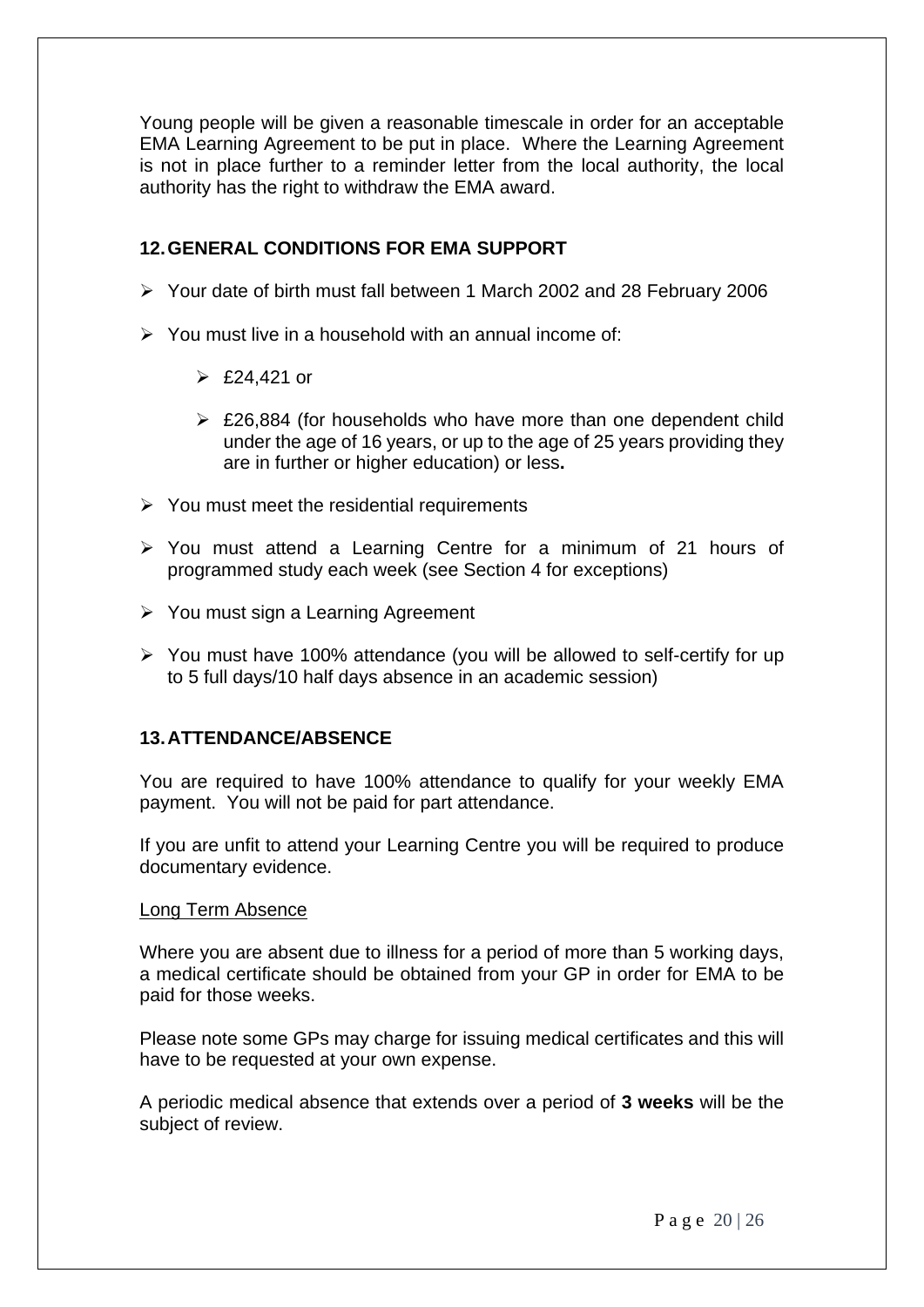Young people will be given a reasonable timescale in order for an acceptable EMA Learning Agreement to be put in place. Where the Learning Agreement is not in place further to a reminder letter from the local authority, the local authority has the right to withdraw the EMA award.

## 12. GENERAL CONDITIONS FOR EMA SUPPORT

- Your date of birth must fall between 1 March 2002 and 28 February 2006
- You must live in a household with an annual income of:
  - £24,421 or
  - £26,884 (for households who have more than one dependent child under the age of 16 years, or up to the age of 25 years providing they are in further or higher education) or less**.**
- You must meet the residential requirements
- You must attend a Learning Centre for a minimum of 21 hours of programmed study each week (see Section 4 for exceptions)
- You must sign a Learning Agreement
- You must have 100% attendance (you will be allowed to self-certify for up to 5 full days/10 half days absence in an academic session)

## 13. ATTENDANCE/ABSENCE

You are required to have 100% attendance to qualify for your weekly EMA payment. You will not be paid for part attendance.

If you are unfit to attend your Learning Centre you will be required to produce documentary evidence.

<u>Long Term Absence</u>

Where you are absent due to illness for a period of more than 5 working days, a medical certificate should be obtained from your GP in order for EMA to be paid for those weeks.

Please note some GPs may charge for issuing medical certificates and this will have to be requested at your own expense.

A periodic medical absence that extends over a period of **3 weeks** will be the subject of review.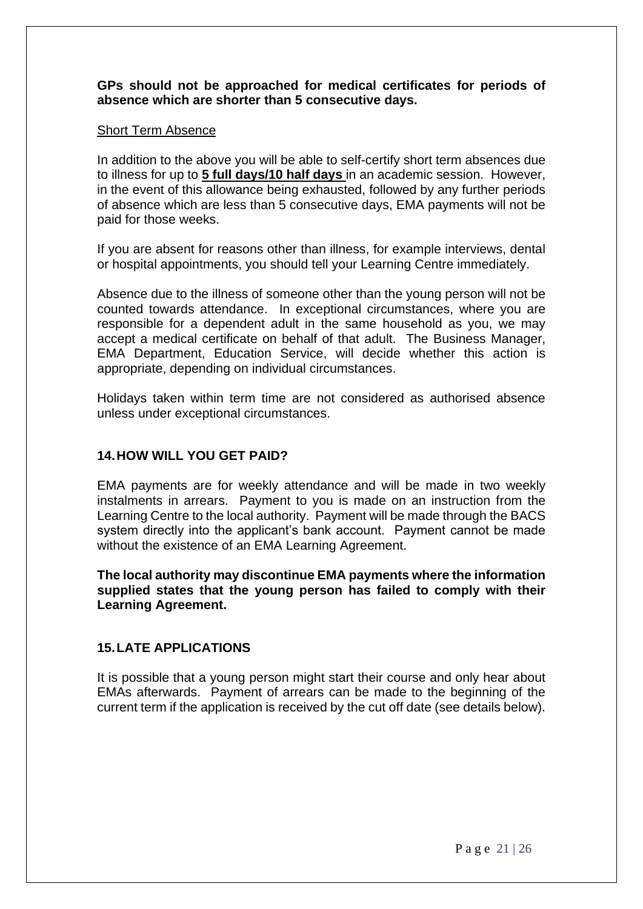**GPs should not be approached for medical certificates for periods of absence which are shorter than 5 consecutive days.**

Short Term Absence

In addition to the above you will be able to self-certify short term absences due to illness for up to **5 full days/10 half days** in an academic session. However, in the event of this allowance being exhausted, followed by any further periods of absence which are less than 5 consecutive days, EMA payments will not be paid for those weeks.

If you are absent for reasons other than illness, for example interviews, dental or hospital appointments, you should tell your Learning Centre immediately.

Absence due to the illness of someone other than the young person will not be counted towards attendance. In exceptional circumstances, where you are responsible for a dependent adult in the same household as you, we may accept a medical certificate on behalf of that adult. The Business Manager, EMA Department, Education Service, will decide whether this action is appropriate, depending on individual circumstances.

Holidays taken within term time are not considered as authorised absence unless under exceptional circumstances.

## 14. HOW WILL YOU GET PAID?

EMA payments are for weekly attendance and will be made in two weekly instalments in arrears. Payment to you is made on an instruction from the Learning Centre to the local authority. Payment will be made through the BACS system directly into the applicant's bank account. Payment cannot be made without the existence of an EMA Learning Agreement.

**The local authority may discontinue EMA payments where the information supplied states that the young person has failed to comply with their Learning Agreement.**

## 15. LATE APPLICATIONS

It is possible that a young person might start their course and only hear about EMAs afterwards. Payment of arrears can be made to the beginning of the current term if the application is received by the cut off date (see details below).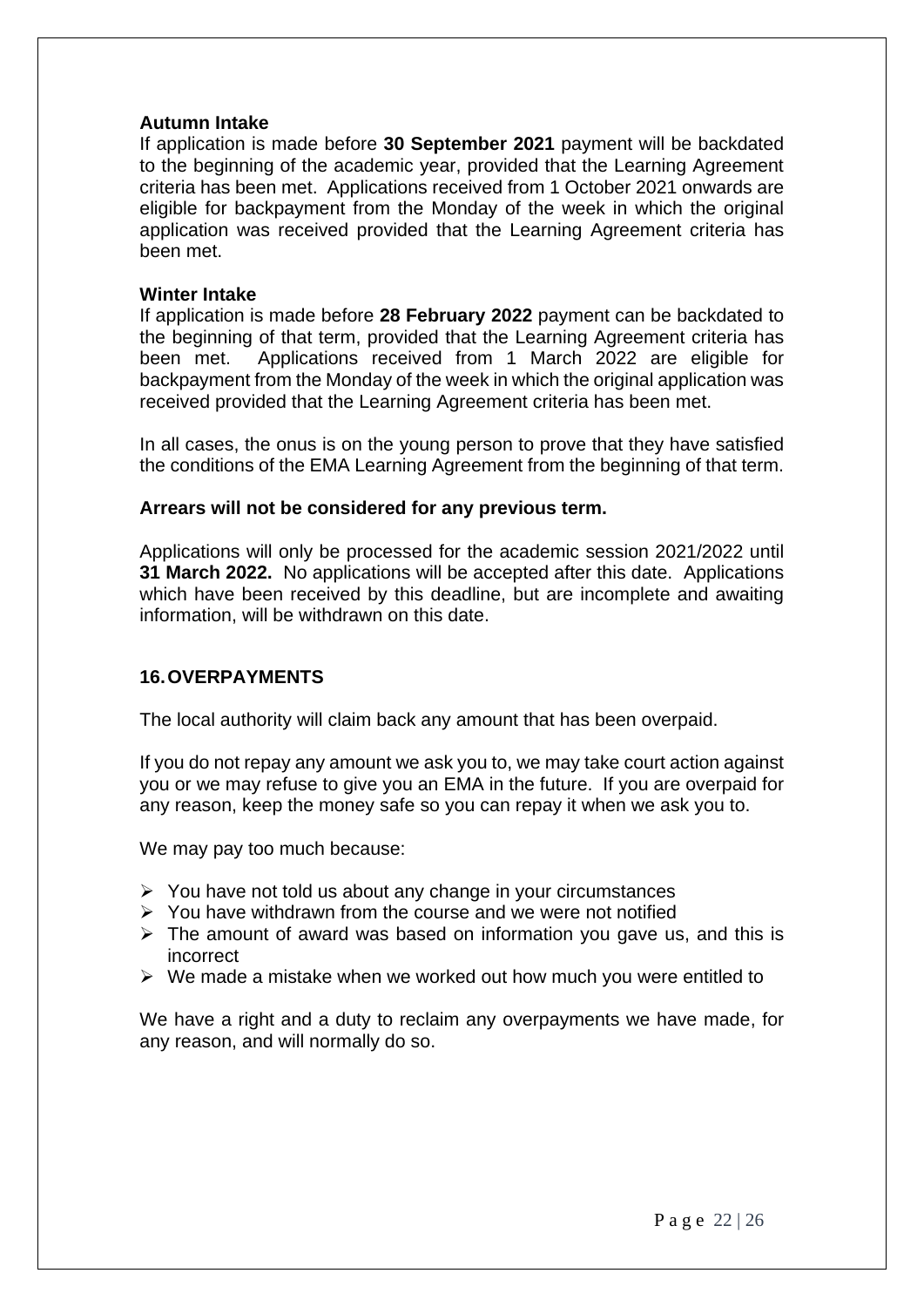**Autumn Intake**

If application is made before **30 September 2021** payment will be backdated to the beginning of the academic year, provided that the Learning Agreement criteria has been met. Applications received from 1 October 2021 onwards are eligible for backpayment from the Monday of the week in which the original application was received provided that the Learning Agreement criteria has been met.

**Winter Intake**

If application is made before **28 February 2022** payment can be backdated to the beginning of that term, provided that the Learning Agreement criteria has been met. Applications received from 1 March 2022 are eligible for backpayment from the Monday of the week in which the original application was received provided that the Learning Agreement criteria has been met.

In all cases, the onus is on the young person to prove that they have satisfied the conditions of the EMA Learning Agreement from the beginning of that term.

**Arrears will not be considered for any previous term.**

Applications will only be processed for the academic session 2021/2022 until **31 March 2022.** No applications will be accepted after this date. Applications which have been received by this deadline, but are incomplete and awaiting information, will be withdrawn on this date.

## 16. OVERPAYMENTS

The local authority will claim back any amount that has been overpaid.

If you do not repay any amount we ask you to, we may take court action against you or we may refuse to give you an EMA in the future. If you are overpaid for any reason, keep the money safe so you can repay it when we ask you to.

We may pay too much because:

- You have not told us about any change in your circumstances
- You have withdrawn from the course and we were not notified
- The amount of award was based on information you gave us, and this is incorrect
- We made a mistake when we worked out how much you were entitled to

We have a right and a duty to reclaim any overpayments we have made, for any reason, and will normally do so.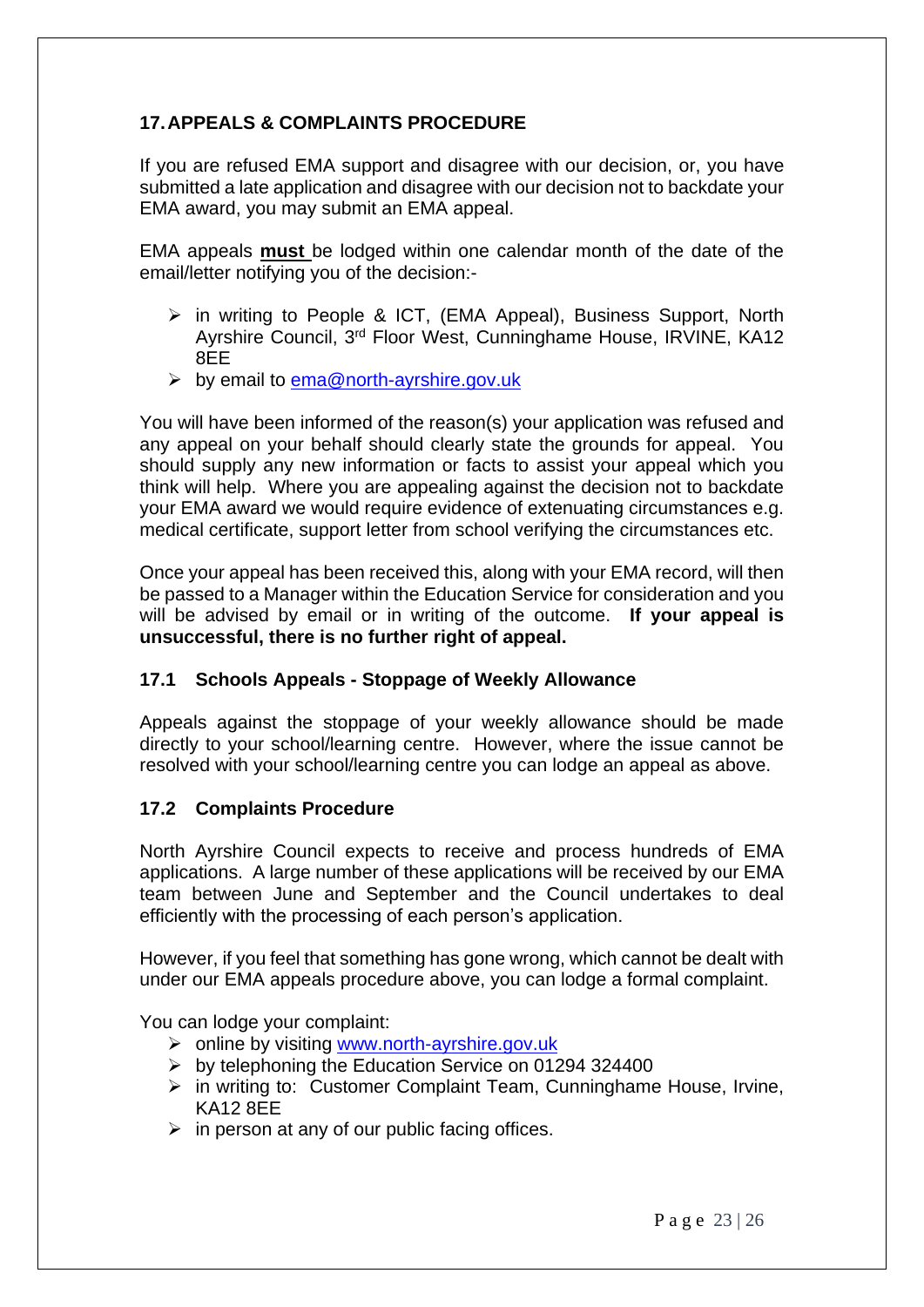## 17. APPEALS & COMPLAINTS PROCEDURE

If you are refused EMA support and disagree with our decision, or, you have submitted a late application and disagree with our decision not to backdate your EMA award, you may submit an EMA appeal.

EMA appeals **must** be lodged within one calendar month of the date of the email/letter notifying you of the decision:-

- in writing to People & ICT, (EMA Appeal), Business Support, North Ayrshire Council, 3rd Floor West, Cunninghame House, IRVINE, KA12 8EE
- by email to ema@north-ayrshire.gov.uk

You will have been informed of the reason(s) your application was refused and any appeal on your behalf should clearly state the grounds for appeal. You should supply any new information or facts to assist your appeal which you think will help. Where you are appealing against the decision not to backdate your EMA award we would require evidence of extenuating circumstances e.g. medical certificate, support letter from school verifying the circumstances etc.

Once your appeal has been received this, along with your EMA record, will then be passed to a Manager within the Education Service for consideration and you will be advised by email or in writing of the outcome. **If your appeal is unsuccessful, there is no further right of appeal.**

### 17.1 Schools Appeals - Stoppage of Weekly Allowance

Appeals against the stoppage of your weekly allowance should be made directly to your school/learning centre. However, where the issue cannot be resolved with your school/learning centre you can lodge an appeal as above.

### 17.2 Complaints Procedure

North Ayrshire Council expects to receive and process hundreds of EMA applications. A large number of these applications will be received by our EMA team between June and September and the Council undertakes to deal efficiently with the processing of each person's application.

However, if you feel that something has gone wrong, which cannot be dealt with under our EMA appeals procedure above, you can lodge a formal complaint.

You can lodge your complaint:

- online by visiting www.north-ayrshire.gov.uk
- by telephoning the Education Service on 01294 324400
- in writing to: Customer Complaint Team, Cunninghame House, Irvine, KA12 8EE
- in person at any of our public facing offices.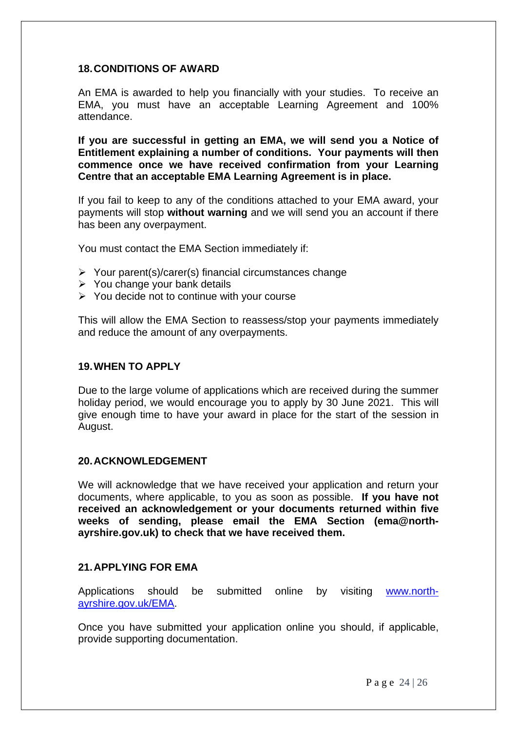## 18. CONDITIONS OF AWARD

An EMA is awarded to help you financially with your studies. To receive an EMA, you must have an acceptable Learning Agreement and 100% attendance.

**If you are successful in getting an EMA, we will send you a Notice of Entitlement explaining a number of conditions. Your payments will then commence once we have received confirmation from your Learning Centre that an acceptable EMA Learning Agreement is in place.**

If you fail to keep to any of the conditions attached to your EMA award, your payments will stop **without warning** and we will send you an account if there has been any overpayment.

You must contact the EMA Section immediately if:

- Your parent(s)/carer(s) financial circumstances change
- You change your bank details
- You decide not to continue with your course

This will allow the EMA Section to reassess/stop your payments immediately and reduce the amount of any overpayments.

## 19. WHEN TO APPLY

Due to the large volume of applications which are received during the summer holiday period, we would encourage you to apply by 30 June 2021. This will give enough time to have your award in place for the start of the session in August.

## 20. ACKNOWLEDGEMENT

We will acknowledge that we have received your application and return your documents, where applicable, to you as soon as possible. **If you have not received an acknowledgement or your documents returned within five weeks of sending, please email the EMA Section (ema@north-ayrshire.gov.uk) to check that we have received them.**

## 21. APPLYING FOR EMA

Applications should be submitted online by visiting [www.north-ayrshire.gov.uk/EMA](www.north-ayrshire.gov.uk/EMA).

Once you have submitted your application online you should, if applicable, provide supporting documentation.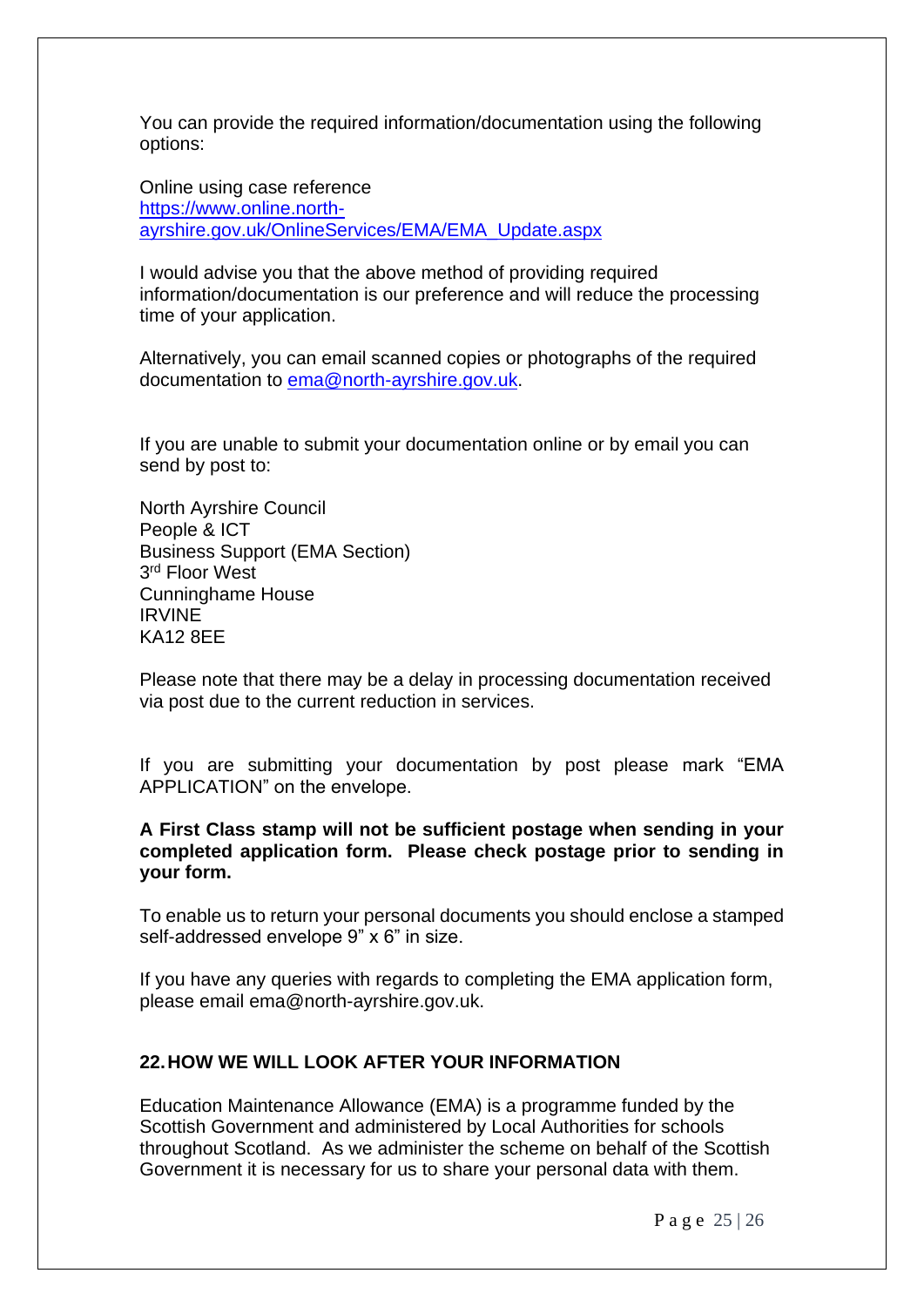You can provide the required information/documentation using the following options:

Online using case reference
https://www.online.north-ayrshire.gov.uk/OnlineServices/EMA/EMA_Update.aspx

I would advise you that the above method of providing required information/documentation is our preference and will reduce the processing time of your application.

Alternatively, you can email scanned copies or photographs of the required documentation to ema@north-ayrshire.gov.uk.

If you are unable to submit your documentation online or by email you can send by post to:

North Ayrshire Council
People & ICT
Business Support (EMA Section)
3rd Floor West
Cunninghame House
IRVINE
KA12 8EE

Please note that there may be a delay in processing documentation received via post due to the current reduction in services.

If you are submitting your documentation by post please mark "EMA APPLICATION" on the envelope.

**A First Class stamp will not be sufficient postage when sending in your completed application form. Please check postage prior to sending in your form.**

To enable us to return your personal documents you should enclose a stamped self-addressed envelope 9" x 6" in size.

If you have any queries with regards to completing the EMA application form, please email ema@north-ayrshire.gov.uk.

## 22. HOW WE WILL LOOK AFTER YOUR INFORMATION

Education Maintenance Allowance (EMA) is a programme funded by the Scottish Government and administered by Local Authorities for schools throughout Scotland. As we administer the scheme on behalf of the Scottish Government it is necessary for us to share your personal data with them.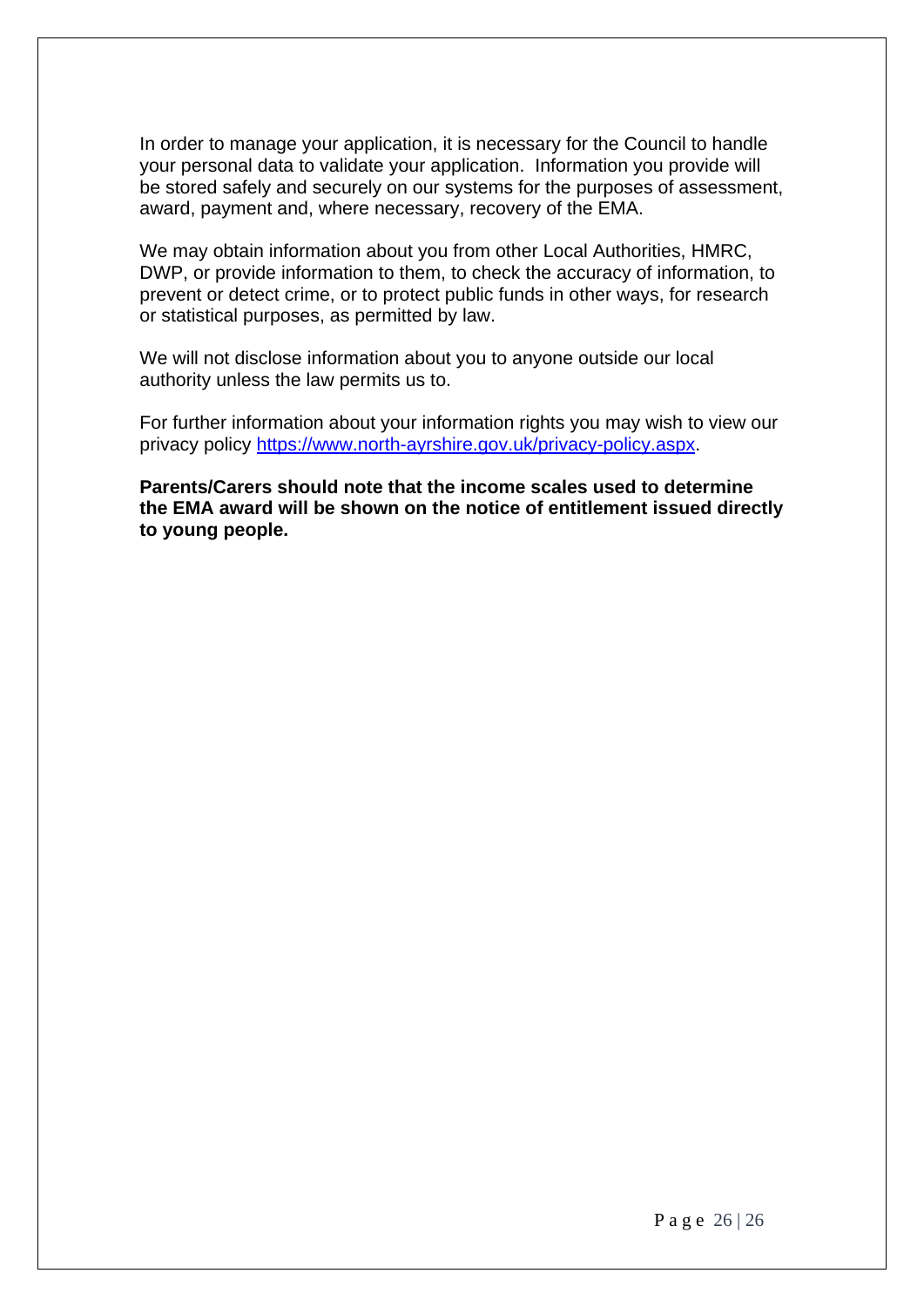In order to manage your application, it is necessary for the Council to handle your personal data to validate your application. Information you provide will be stored safely and securely on our systems for the purposes of assessment, award, payment and, where necessary, recovery of the EMA.

We may obtain information about you from other Local Authorities, HMRC, DWP, or provide information to them, to check the accuracy of information, to prevent or detect crime, or to protect public funds in other ways, for research or statistical purposes, as permitted by law.

We will not disclose information about you to anyone outside our local authority unless the law permits us to.

For further information about your information rights you may wish to view our privacy policy https://www.north-ayrshire.gov.uk/privacy-policy.aspx.

**Parents/Carers should note that the income scales used to determine the EMA award will be shown on the notice of entitlement issued directly to young people.**